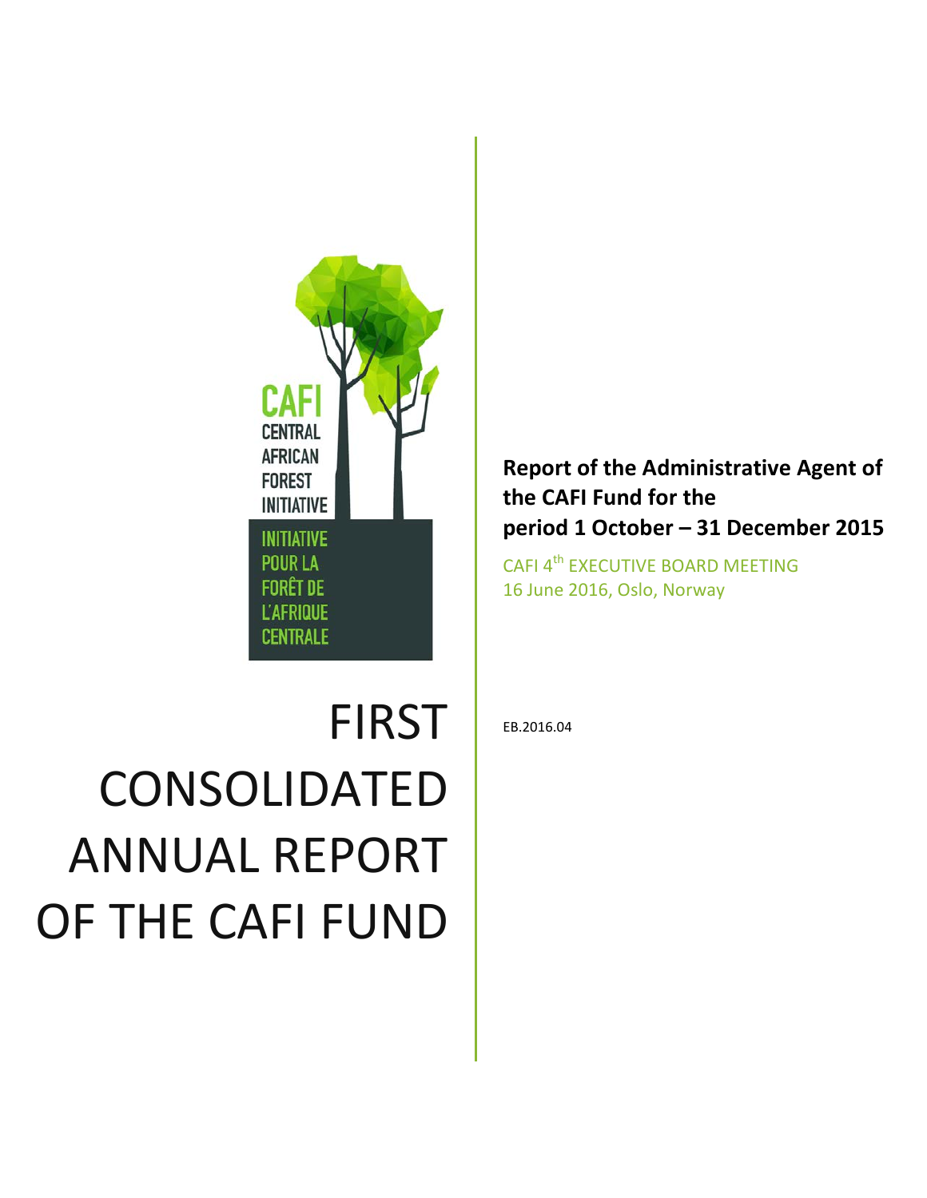CAFI
CENTRAL AFRICAN FOREST INITIATIVE

INITIATIVE POUR LA FORÊT DE L'AFRIQUE CENTRALE

# FIRST CONSOLIDATED ANNUAL REPORT OF THE CAFI FUND

**Report of the Administrative Agent of the CAFI Fund for the period 1 October – 31 December 2015**

CAFI 4th EXECUTIVE BOARD MEETING
16 June 2016, Oslo, Norway

EB.2016.04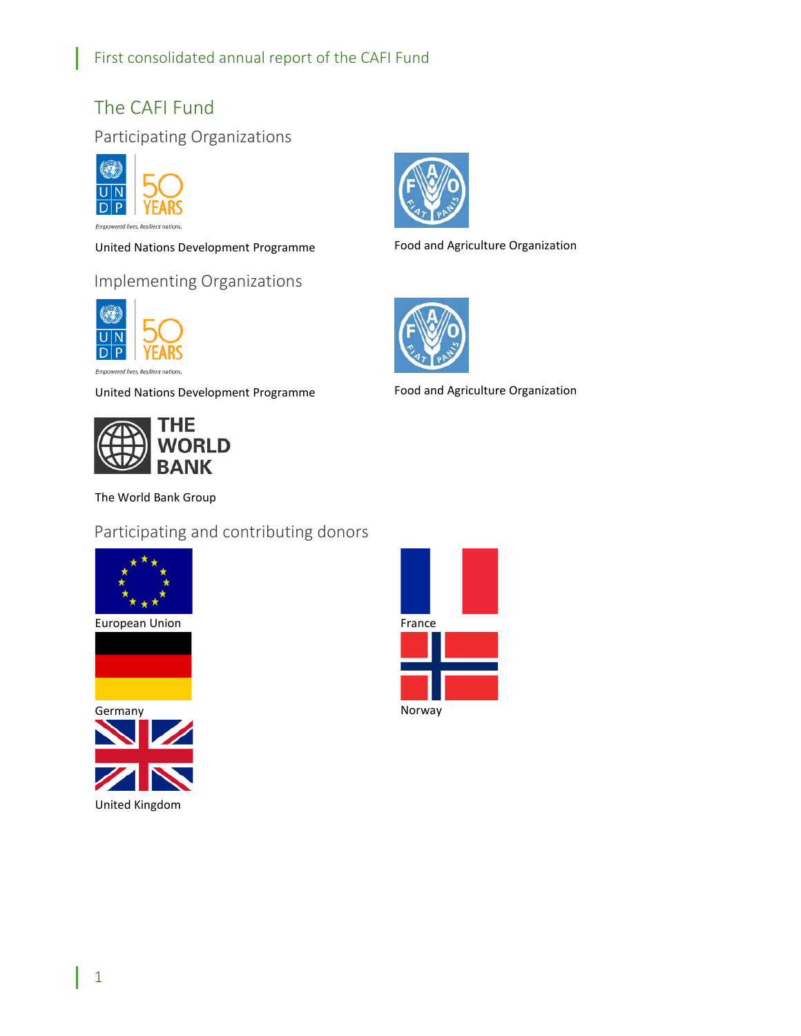# The CAFI Fund

## Participating Organizations

United Nations Development Programme

Food and Agriculture Organization

## Implementing Organizations

United Nations Development Programme

Food and Agriculture Organization

The World Bank Group

## Participating and contributing donors

European Union

France

Germany

Norway

United Kingdom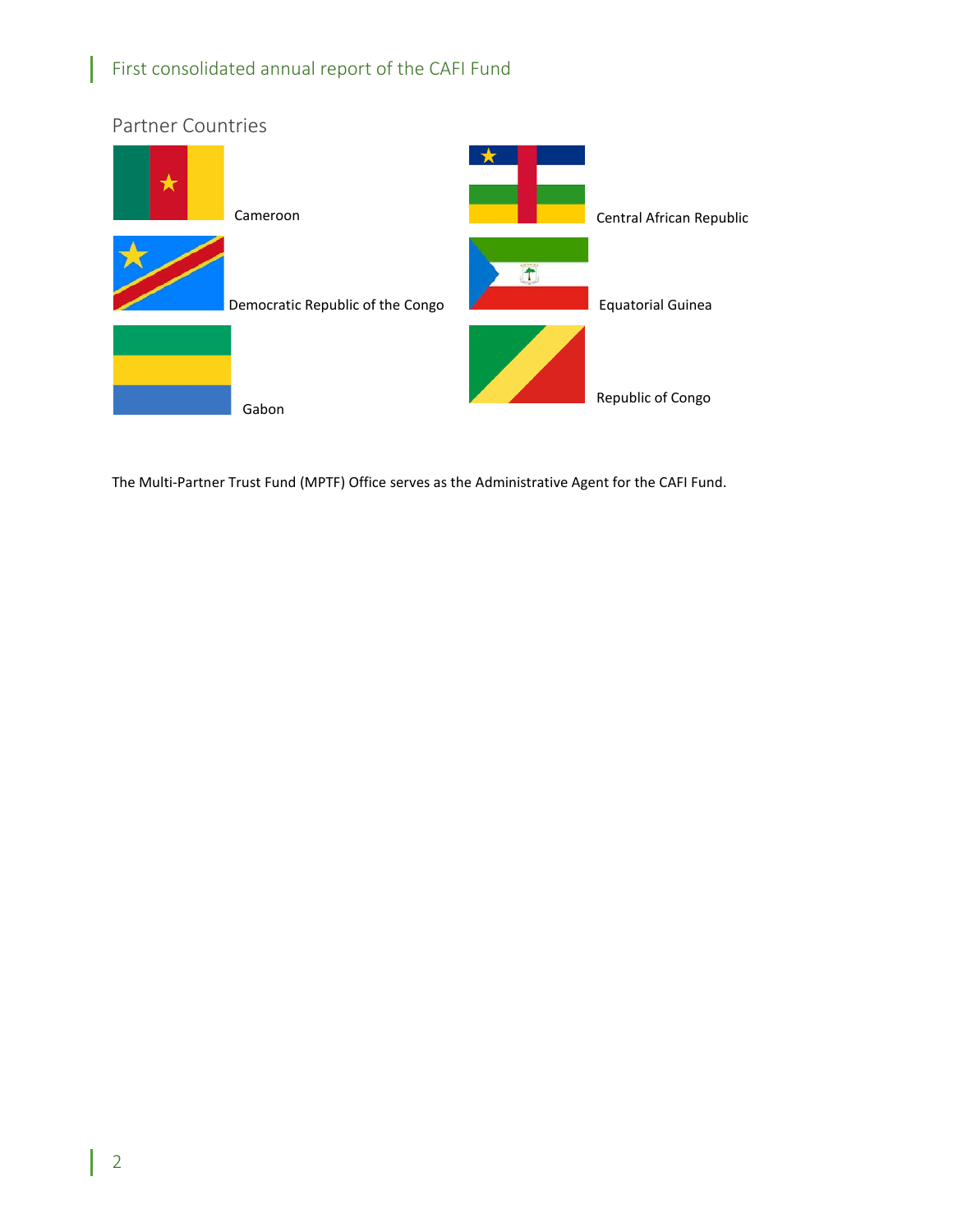## Partner Countries

Cameroon

Central African Republic

Democratic Republic of the Congo

Equatorial Guinea

Gabon

Republic of Congo

The Multi-Partner Trust Fund (MPTF) Office serves as the Administrative Agent for the CAFI Fund.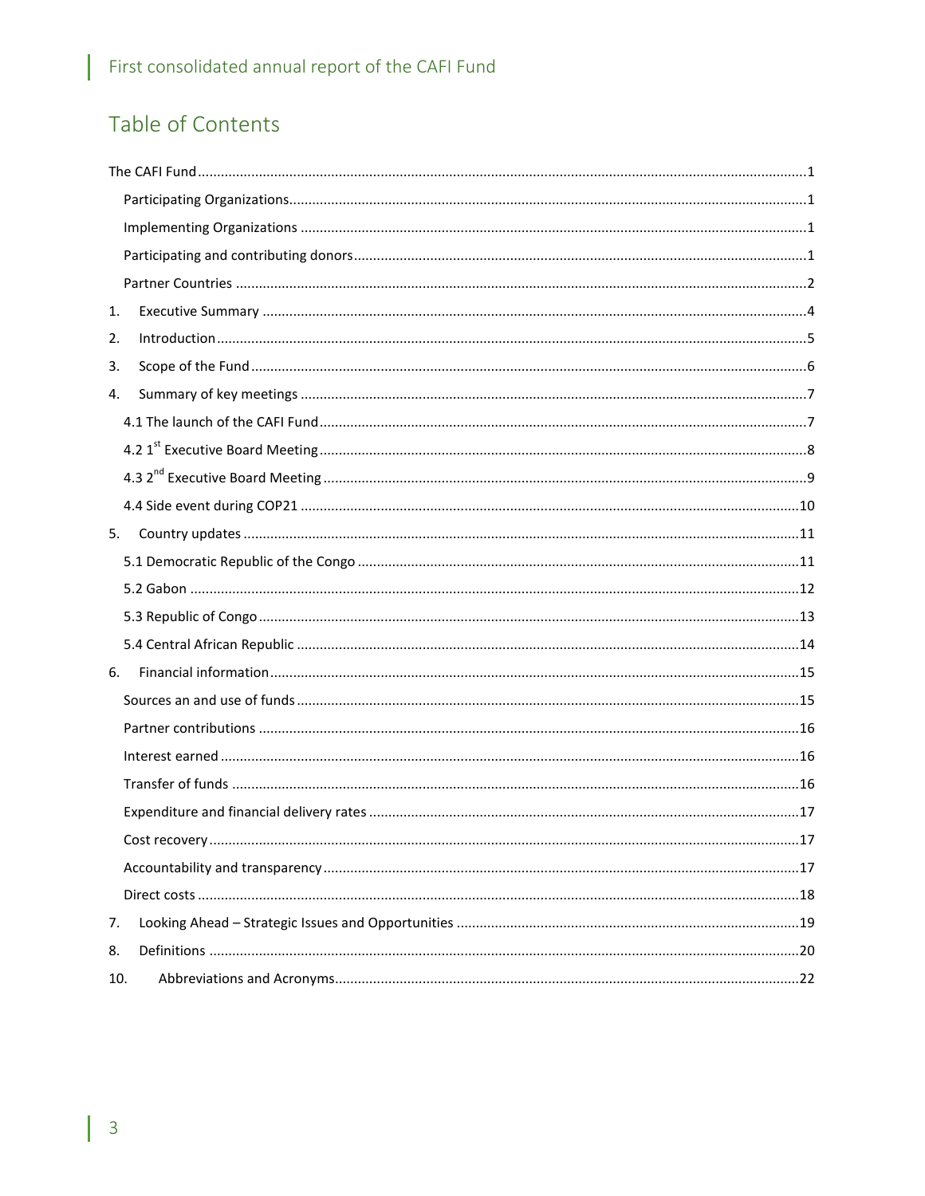# Table of Contents

The CAFI Fund ........................................................................................................................................1

Participating Organizations..............................................................................................................1

Implementing Organizations ...........................................................................................................1

Participating and contributing donors..............................................................................................1

Partner Countries .............................................................................................................................2

1. Executive Summary ..........................................................................................................................4

2. Introduction ......................................................................................................................................5

3. Scope of the Fund .............................................................................................................................6

4. Summary of key meetings .................................................................................................................7

4.1 The launch of the CAFI Fund .........................................................................................................7

4.2 1st Executive Board Meeting .........................................................................................................8

4.3 2nd Executive Board Meeting ........................................................................................................9

4.4 Side event during COP21 .............................................................................................................10

5. Country updates ..............................................................................................................................11

5.1 Democratic Republic of the Congo ..............................................................................................11

5.2 Gabon ..........................................................................................................................................12

5.3 Republic of Congo ........................................................................................................................13

5.4 Central African Republic ..............................................................................................................14

6. Financial information .......................................................................................................................15

Sources an and use of funds ............................................................................................................15

Partner contributions .......................................................................................................................16

Interest earned .................................................................................................................................16

Transfer of funds ..............................................................................................................................16

Expenditure and financial delivery rates .........................................................................................17

Cost recovery ....................................................................................................................................17

Accountability and transparency .....................................................................................................17

Direct costs .......................................................................................................................................18

7. Looking Ahead – Strategic Issues and Opportunities .......................................................................19

8. Definitions .......................................................................................................................................20

10. Abbreviations and Acronyms.........................................................................................................22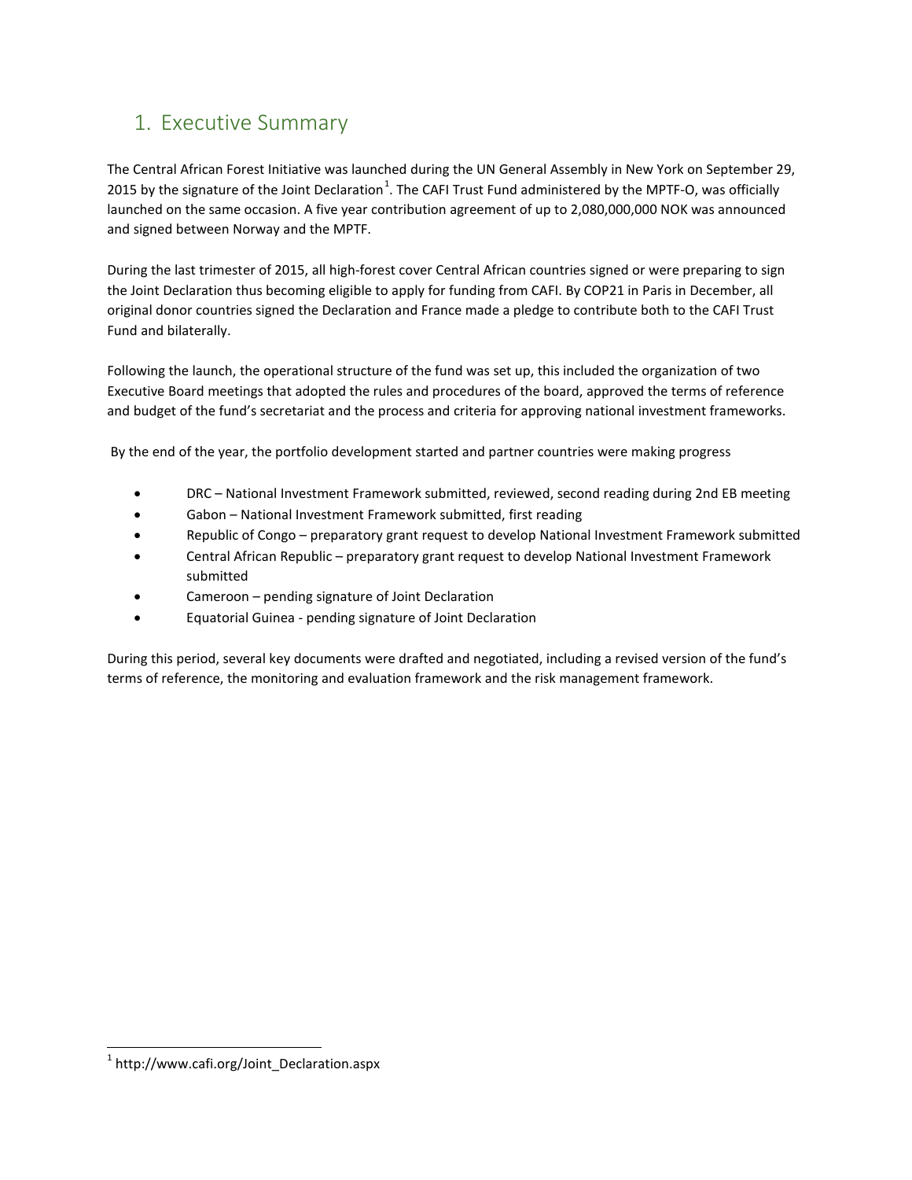# 1. Executive Summary

The Central African Forest Initiative was launched during the UN General Assembly in New York on September 29, 2015 by the signature of the Joint Declaration[1]. The CAFI Trust Fund administered by the MPTF-O, was officially launched on the same occasion. A five year contribution agreement of up to 2,080,000,000 NOK was announced and signed between Norway and the MPTF.

During the last trimester of 2015, all high-forest cover Central African countries signed or were preparing to sign the Joint Declaration thus becoming eligible to apply for funding from CAFI. By COP21 in Paris in December, all original donor countries signed the Declaration and France made a pledge to contribute both to the CAFI Trust Fund and bilaterally.

Following the launch, the operational structure of the fund was set up, this included the organization of two Executive Board meetings that adopted the rules and procedures of the board, approved the terms of reference and budget of the fund's secretariat and the process and criteria for approving national investment frameworks.

By the end of the year, the portfolio development started and partner countries were making progress

- DRC – National Investment Framework submitted, reviewed, second reading during 2nd EB meeting
- Gabon – National Investment Framework submitted, first reading
- Republic of Congo – preparatory grant request to develop National Investment Framework submitted
- Central African Republic – preparatory grant request to develop National Investment Framework submitted
- Cameroon – pending signature of Joint Declaration
- Equatorial Guinea - pending signature of Joint Declaration

During this period, several key documents were drafted and negotiated, including a revised version of the fund's terms of reference, the monitoring and evaluation framework and the risk management framework.

[1] http://www.cafi.org/Joint_Declaration.aspx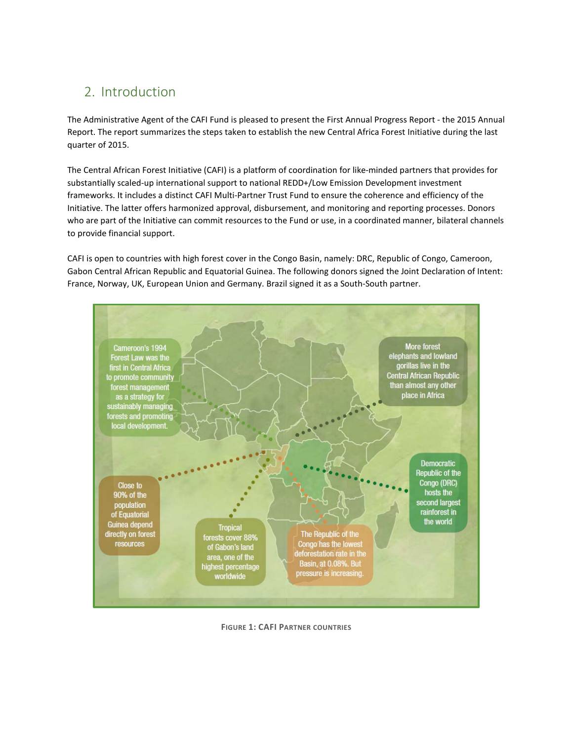## 2. Introduction

The Administrative Agent of the CAFI Fund is pleased to present the First Annual Progress Report - the 2015 Annual Report. The report summarizes the steps taken to establish the new Central Africa Forest Initiative during the last quarter of 2015.

The Central African Forest Initiative (CAFI) is a platform of coordination for like-minded partners that provides for substantially scaled-up international support to national REDD+/Low Emission Development investment frameworks. It includes a distinct CAFI Multi-Partner Trust Fund to ensure the coherence and efficiency of the Initiative. The latter offers harmonized approval, disbursement, and monitoring and reporting processes. Donors who are part of the Initiative can commit resources to the Fund or use, in a coordinated manner, bilateral channels to provide financial support.

CAFI is open to countries with high forest cover in the Congo Basin, namely: DRC, Republic of Congo, Cameroon, Gabon Central African Republic and Equatorial Guinea. The following donors signed the Joint Declaration of Intent: France, Norway, UK, European Union and Germany. Brazil signed it as a South-South partner.

Cameroon's 1994 Forest Law was the first in Central Africa to promote community forest management as a strategy for sustainably managing forests and promoting local development.

More forest elephants and lowland gorillas live in the Central African Republic than almost any other place in Africa

Democratic Republic of the Congo (DRC) hosts the second largest rainforest in the world

Close to 90% of the population of Equatorial Guinea depend directly on forest resources

Tropical forests cover 88% of Gabon's land area, one of the highest percentage worldwide

The Republic of the Congo has the lowest deforestation rate in the Basin, at 0.08%. But pressure is increasing.

**Figure 1: CAFI Partner countries**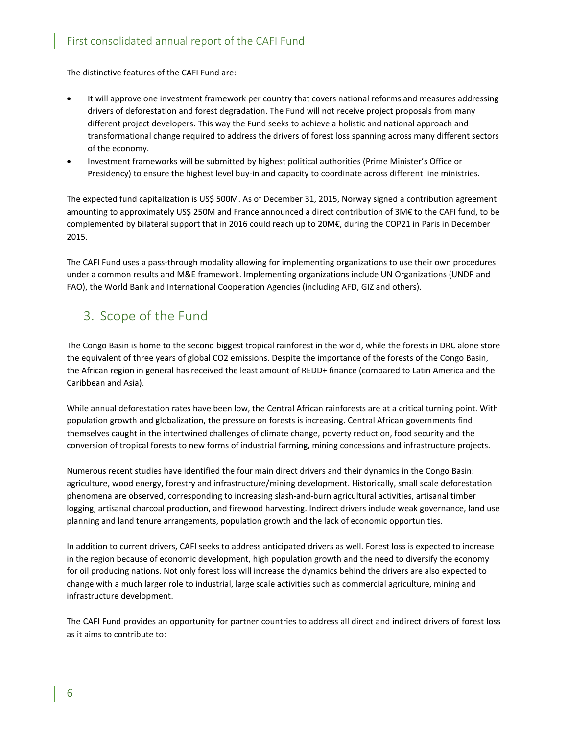The distinctive features of the CAFI Fund are:

- It will approve one investment framework per country that covers national reforms and measures addressing drivers of deforestation and forest degradation. The Fund will not receive project proposals from many different project developers. This way the Fund seeks to achieve a holistic and national approach and transformational change required to address the drivers of forest loss spanning across many different sectors of the economy.
- Investment frameworks will be submitted by highest political authorities (Prime Minister's Office or Presidency) to ensure the highest level buy-in and capacity to coordinate across different line ministries.

The expected fund capitalization is US$ 500M. As of December 31, 2015, Norway signed a contribution agreement amounting to approximately US$ 250M and France announced a direct contribution of 3M€ to the CAFI fund, to be complemented by bilateral support that in 2016 could reach up to 20M€, during the COP21 in Paris in December 2015.

The CAFI Fund uses a pass-through modality allowing for implementing organizations to use their own procedures under a common results and M&E framework. Implementing organizations include UN Organizations (UNDP and FAO), the World Bank and International Cooperation Agencies (including AFD, GIZ and others).

## 3. Scope of the Fund

The Congo Basin is home to the second biggest tropical rainforest in the world, while the forests in DRC alone store the equivalent of three years of global $CO_2$ emissions. Despite the importance of the forests of the Congo Basin, the African region in general has received the least amount of REDD+ finance (compared to Latin America and the Caribbean and Asia).

While annual deforestation rates have been low, the Central African rainforests are at a critical turning point. With population growth and globalization, the pressure on forests is increasing. Central African governments find themselves caught in the intertwined challenges of climate change, poverty reduction, food security and the conversion of tropical forests to new forms of industrial farming, mining concessions and infrastructure projects.

Numerous recent studies have identified the four main direct drivers and their dynamics in the Congo Basin: agriculture, wood energy, forestry and infrastructure/mining development. Historically, small scale deforestation phenomena are observed, corresponding to increasing slash-and-burn agricultural activities, artisanal timber logging, artisanal charcoal production, and firewood harvesting. Indirect drivers include weak governance, land use planning and land tenure arrangements, population growth and the lack of economic opportunities.

In addition to current drivers, CAFI seeks to address anticipated drivers as well. Forest loss is expected to increase in the region because of economic development, high population growth and the need to diversify the economy for oil producing nations. Not only forest loss will increase the dynamics behind the drivers are also expected to change with a much larger role to industrial, large scale activities such as commercial agriculture, mining and infrastructure development.

The CAFI Fund provides an opportunity for partner countries to address all direct and indirect drivers of forest loss as it aims to contribute to: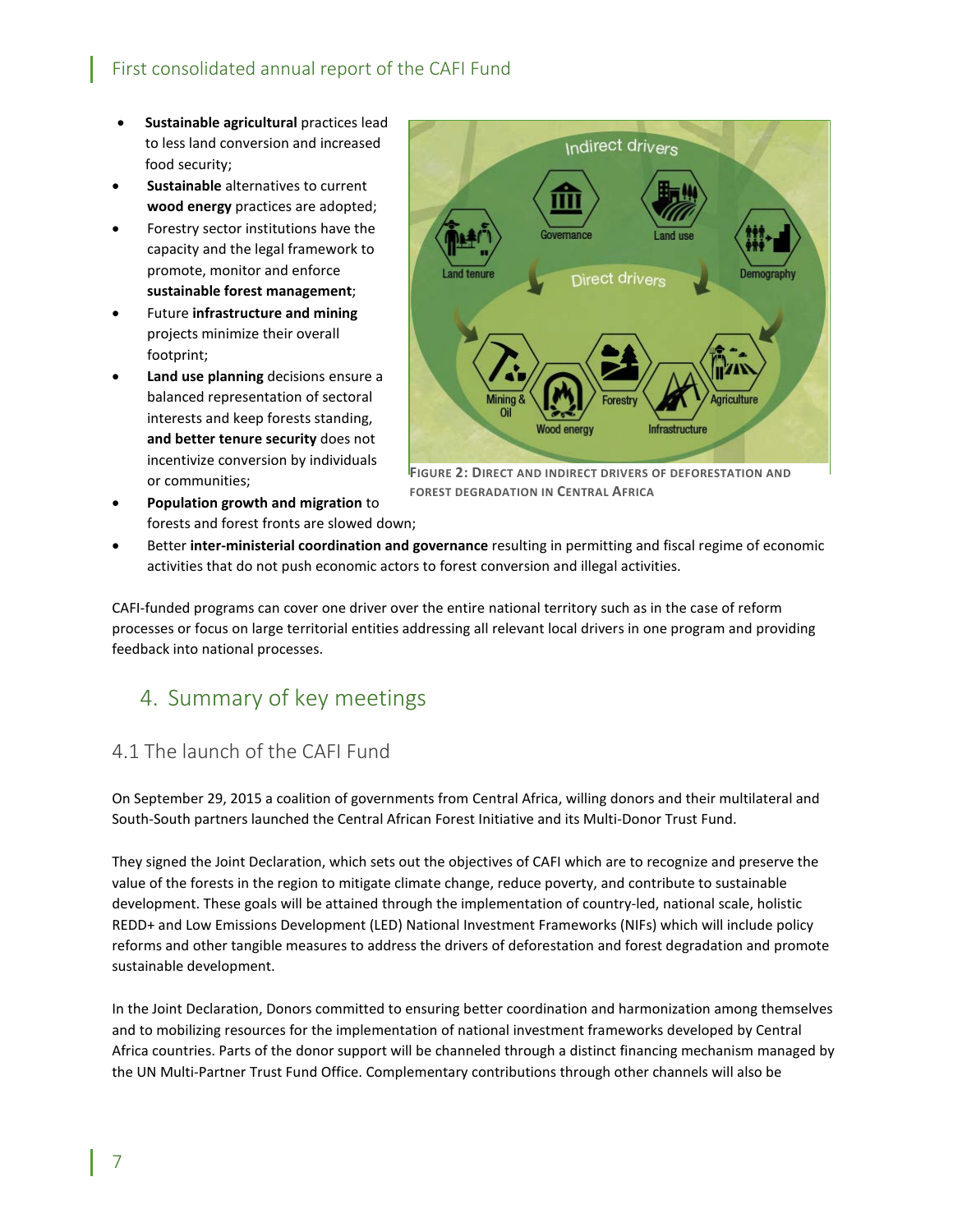- **Sustainable agricultural** practices lead to less land conversion and increased food security;
- **Sustainable** alternatives to current **wood energy** practices are adopted;
- Forestry sector institutions have the capacity and the legal framework to promote, monitor and enforce **sustainable forest management**;
- Future **infrastructure and mining** projects minimize their overall footprint;
- **Land use planning** decisions ensure a balanced representation of sectoral interests and keep forests standing, **and better tenure security** does not incentivize conversion by individuals or communities;
- **Population growth and migration** to forests and forest fronts are slowed down;
- Better **inter-ministerial coordination and governance** resulting in permitting and fiscal regime of economic activities that do not push economic actors to forest conversion and illegal activities.

FIGURE 2: DIRECT AND INDIRECT DRIVERS OF DEFORESTATION AND FOREST DEGRADATION IN CENTRAL AFRICA

CAFI-funded programs can cover one driver over the entire national territory such as in the case of reform processes or focus on large territorial entities addressing all relevant local drivers in one program and providing feedback into national processes.

## 4. Summary of key meetings

### 4.1 The launch of the CAFI Fund

On September 29, 2015 a coalition of governments from Central Africa, willing donors and their multilateral and South-South partners launched the Central African Forest Initiative and its Multi-Donor Trust Fund.

They signed the Joint Declaration, which sets out the objectives of CAFI which are to recognize and preserve the value of the forests in the region to mitigate climate change, reduce poverty, and contribute to sustainable development. These goals will be attained through the implementation of country-led, national scale, holistic REDD+ and Low Emissions Development (LED) National Investment Frameworks (NIFs) which will include policy reforms and other tangible measures to address the drivers of deforestation and forest degradation and promote sustainable development.

In the Joint Declaration, Donors committed to ensuring better coordination and harmonization among themselves and to mobilizing resources for the implementation of national investment frameworks developed by Central Africa countries. Parts of the donor support will be channeled through a distinct financing mechanism managed by the UN Multi-Partner Trust Fund Office. Complementary contributions through other channels will also be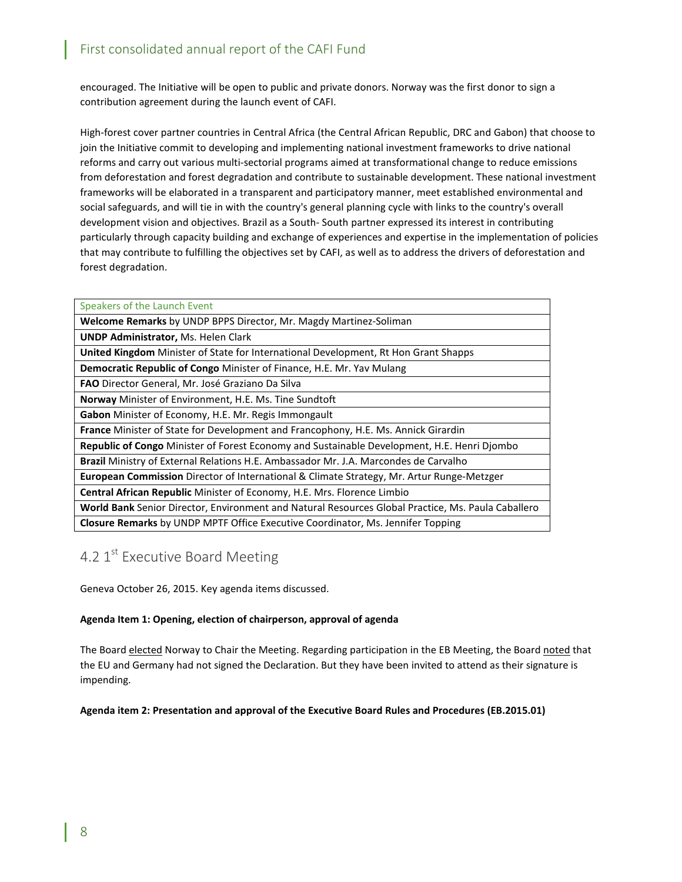encouraged. The Initiative will be open to public and private donors. Norway was the first donor to sign a contribution agreement during the launch event of CAFI.

High-forest cover partner countries in Central Africa (the Central African Republic, DRC and Gabon) that choose to join the Initiative commit to developing and implementing national investment frameworks to drive national reforms and carry out various multi-sectorial programs aimed at transformational change to reduce emissions from deforestation and forest degradation and contribute to sustainable development. These national investment frameworks will be elaborated in a transparent and participatory manner, meet established environmental and social safeguards, and will tie in with the country's general planning cycle with links to the country's overall development vision and objectives. Brazil as a South- South partner expressed its interest in contributing particularly through capacity building and exchange of experiences and expertise in the implementation of policies that may contribute to fulfilling the objectives set by CAFI, as well as to address the drivers of deforestation and forest degradation.

| Speakers of the Launch Event |
| --- |
| **Welcome Remarks** by UNDP BPPS Director, Mr. Magdy Martinez-Soliman |
| **UNDP Administrator,** Ms. Helen Clark |
| **United Kingdom** Minister of State for International Development, Rt Hon Grant Shapps |
| **Democratic Republic of Congo** Minister of Finance, H.E. Mr. Yav Mulang |
| **FAO** Director General, Mr. José Graziano Da Silva |
| **Norway** Minister of Environment, H.E. Ms. Tine Sundtoft |
| **Gabon** Minister of Economy, H.E. Mr. Regis Immongault |
| **France** Minister of State for Development and Francophony, H.E. Ms. Annick Girardin |
| **Republic of Congo** Minister of Forest Economy and Sustainable Development, H.E. Henri Djombo |
| **Brazil** Ministry of External Relations H.E. Ambassador Mr. J.A. Marcondes de Carvalho |
| **European Commission** Director of International & Climate Strategy, Mr. Artur Runge-Metzger |
| **Central African Republic** Minister of Economy, H.E. Mrs. Florence Limbio |
| **World Bank** Senior Director, Environment and Natural Resources Global Practice, Ms. Paula Caballero |
| **Closure Remarks** by UNDP MPTF Office Executive Coordinator, Ms. Jennifer Topping |

## 4.2 1st Executive Board Meeting

Geneva October 26, 2015. Key agenda items discussed.

**Agenda Item 1: Opening, election of chairperson, approval of agenda**

The Board elected Norway to Chair the Meeting. Regarding participation in the EB Meeting, the Board noted that the EU and Germany had not signed the Declaration. But they have been invited to attend as their signature is impending.

**Agenda item 2: Presentation and approval of the Executive Board Rules and Procedures (EB.2015.01)**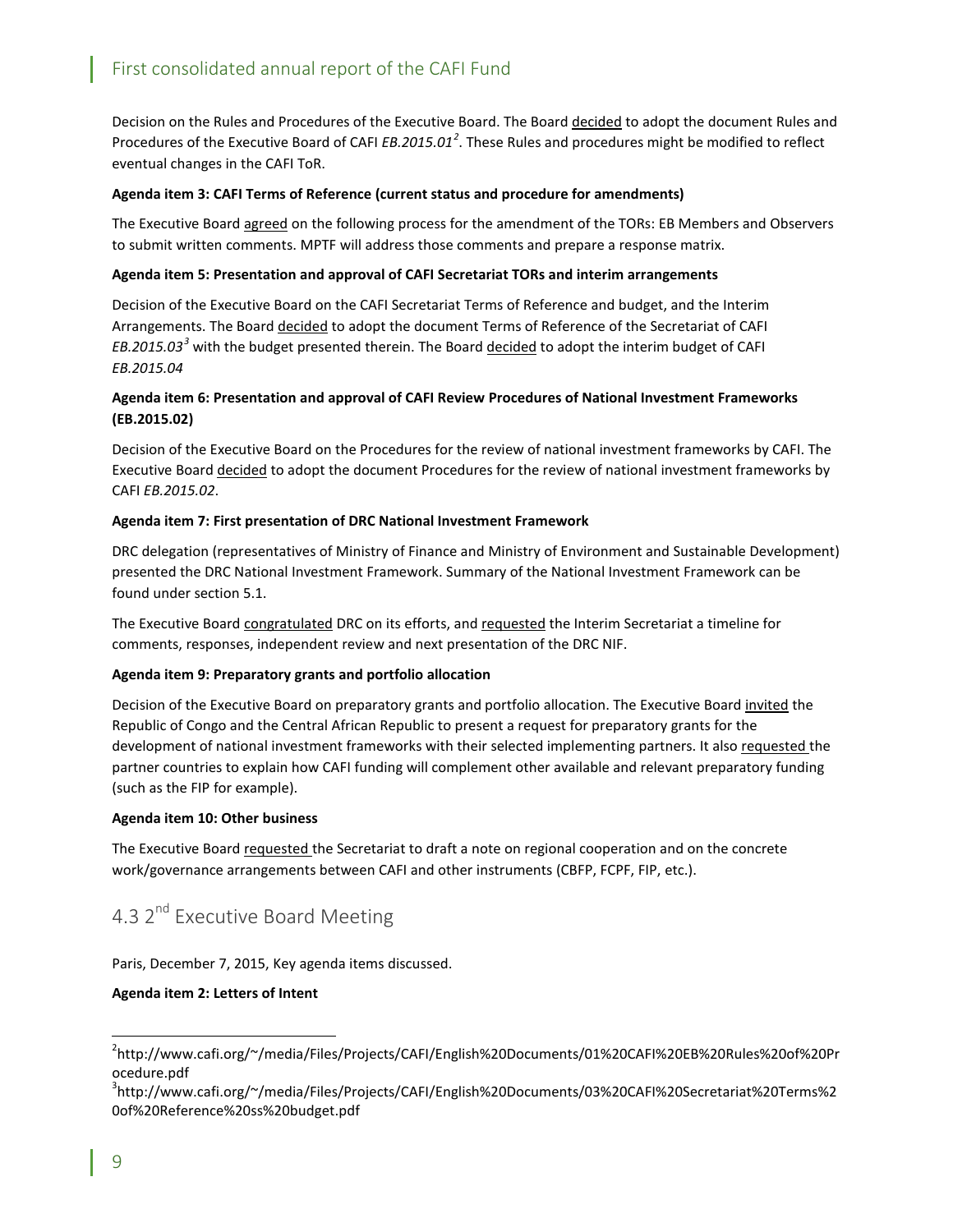Decision on the Rules and Procedures of the Executive Board. The Board decided to adopt the document Rules and Procedures of the Executive Board of CAFI *EB.2015.01*[2]. These Rules and procedures might be modified to reflect eventual changes in the CAFI ToR.

**Agenda item 3: CAFI Terms of Reference (current status and procedure for amendments)**

The Executive Board agreed on the following process for the amendment of the TORs: EB Members and Observers to submit written comments. MPTF will address those comments and prepare a response matrix.

**Agenda item 5: Presentation and approval of CAFI Secretariat TORs and interim arrangements**

Decision of the Executive Board on the CAFI Secretariat Terms of Reference and budget, and the Interim Arrangements. The Board decided to adopt the document Terms of Reference of the Secretariat of CAFI *EB.2015.03*[3] with the budget presented therein. The Board decided to adopt the interim budget of CAFI *EB.2015.04*

**Agenda item 6: Presentation and approval of CAFI Review Procedures of National Investment Frameworks (EB.2015.02)**

Decision of the Executive Board on the Procedures for the review of national investment frameworks by CAFI. The Executive Board decided to adopt the document Procedures for the review of national investment frameworks by CAFI *EB.2015.02*.

**Agenda item 7: First presentation of DRC National Investment Framework**

DRC delegation (representatives of Ministry of Finance and Ministry of Environment and Sustainable Development) presented the DRC National Investment Framework. Summary of the National Investment Framework can be found under section 5.1.

The Executive Board congratulated DRC on its efforts, and requested the Interim Secretariat a timeline for comments, responses, independent review and next presentation of the DRC NIF.

**Agenda item 9: Preparatory grants and portfolio allocation**

Decision of the Executive Board on preparatory grants and portfolio allocation. The Executive Board invited the Republic of Congo and the Central African Republic to present a request for preparatory grants for the development of national investment frameworks with their selected implementing partners. It also requested the partner countries to explain how CAFI funding will complement other available and relevant preparatory funding (such as the FIP for example).

**Agenda item 10: Other business**

The Executive Board requested the Secretariat to draft a note on regional cooperation and on the concrete work/governance arrangements between CAFI and other instruments (CBFP, FCPF, FIP, etc.).

## 4.3 2nd Executive Board Meeting

Paris, December 7, 2015, Key agenda items discussed.

**Agenda item 2: Letters of Intent**

---

[2] http://www.cafi.org/~/media/Files/Projects/CAFI/English%20Documents/01%20CAFI%20EB%20Rules%20of%20Procedure.pdf

[3] http://www.cafi.org/~/media/Files/Projects/CAFI/English%20Documents/03%20CAFI%20Secretariat%20Terms%20of%20Reference%20ss%20budget.pdf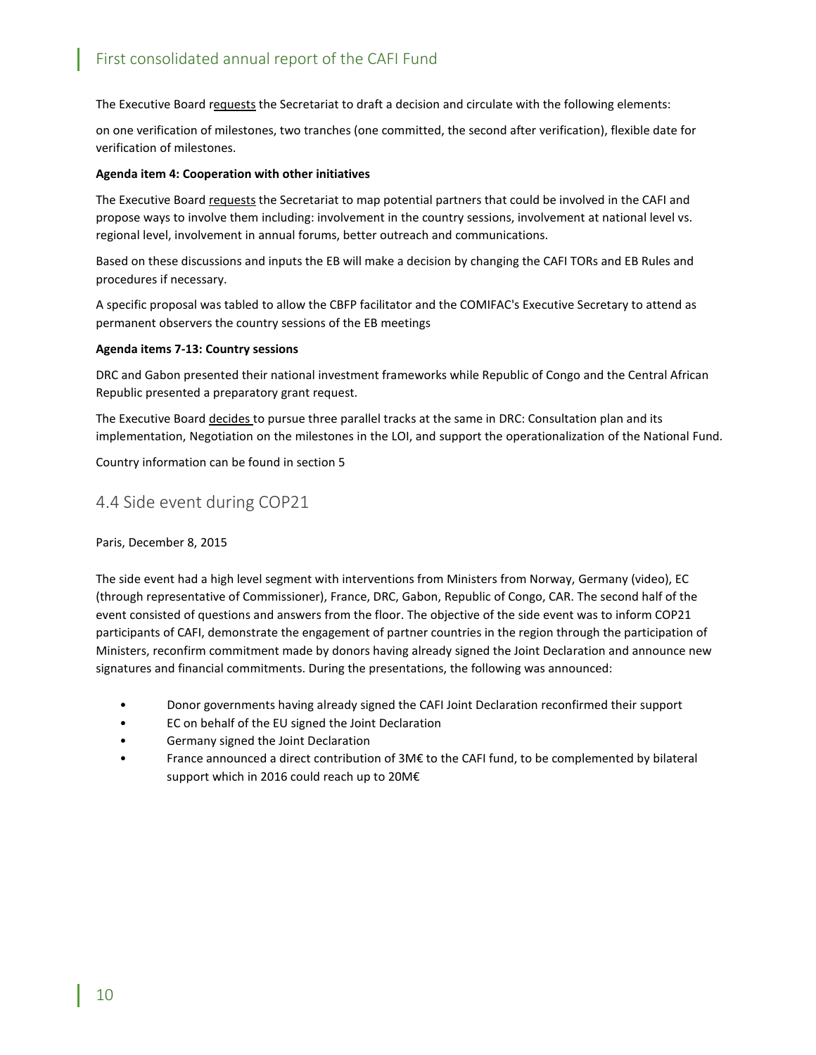The Executive Board requests the Secretariat to draft a decision and circulate with the following elements:

on one verification of milestones, two tranches (one committed, the second after verification), flexible date for verification of milestones.

**Agenda item 4: Cooperation with other initiatives**

The Executive Board requests the Secretariat to map potential partners that could be involved in the CAFI and propose ways to involve them including: involvement in the country sessions, involvement at national level vs. regional level, involvement in annual forums, better outreach and communications.

Based on these discussions and inputs the EB will make a decision by changing the CAFI TORs and EB Rules and procedures if necessary.

A specific proposal was tabled to allow the CBFP facilitator and the COMIFAC's Executive Secretary to attend as permanent observers the country sessions of the EB meetings

**Agenda items 7-13: Country sessions**

DRC and Gabon presented their national investment frameworks while Republic of Congo and the Central African Republic presented a preparatory grant request.

The Executive Board decides to pursue three parallel tracks at the same in DRC: Consultation plan and its implementation, Negotiation on the milestones in the LOI, and support the operationalization of the National Fund.

Country information can be found in section 5

## 4.4 Side event during COP21

Paris, December 8, 2015

The side event had a high level segment with interventions from Ministers from Norway, Germany (video), EC (through representative of Commissioner), France, DRC, Gabon, Republic of Congo, CAR. The second half of the event consisted of questions and answers from the floor. The objective of the side event was to inform COP21 participants of CAFI, demonstrate the engagement of partner countries in the region through the participation of Ministers, reconfirm commitment made by donors having already signed the Joint Declaration and announce new signatures and financial commitments. During the presentations, the following was announced:

- Donor governments having already signed the CAFI Joint Declaration reconfirmed their support
- EC on behalf of the EU signed the Joint Declaration
- Germany signed the Joint Declaration
- France announced a direct contribution of 3M€ to the CAFI fund, to be complemented by bilateral support which in 2016 could reach up to 20M€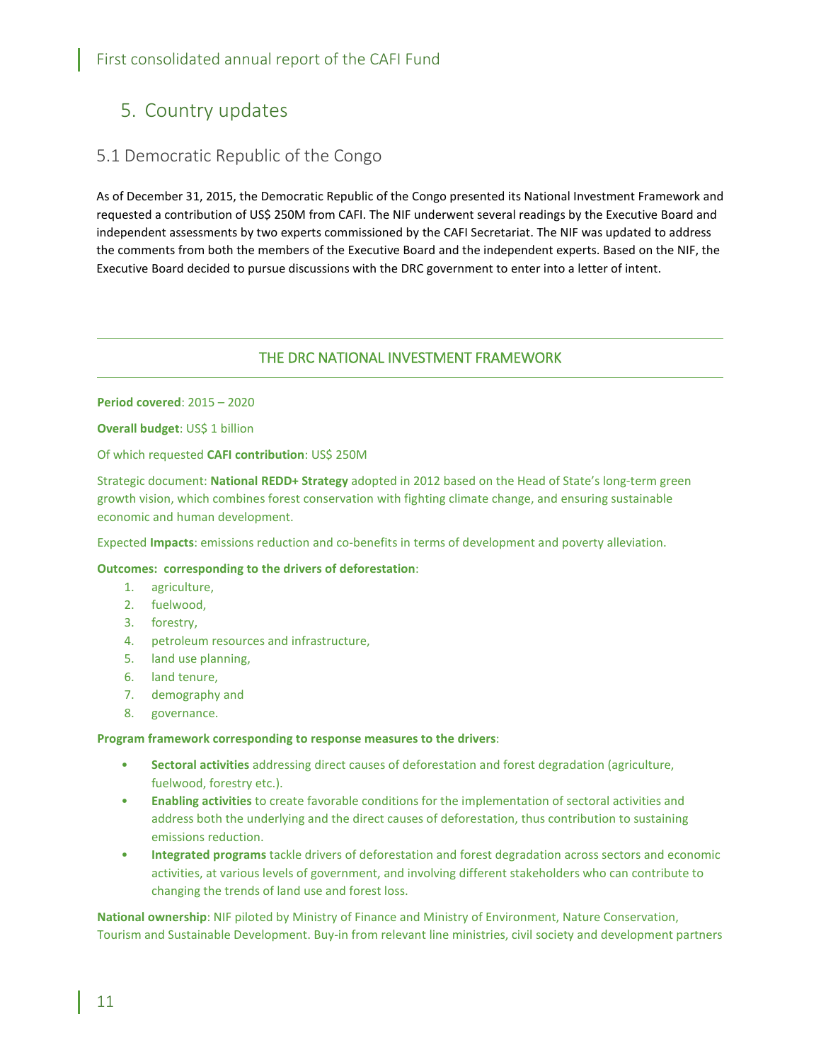## 5. Country updates

### 5.1 Democratic Republic of the Congo

As of December 31, 2015, the Democratic Republic of the Congo presented its National Investment Framework and requested a contribution of US$ 250M from CAFI. The NIF underwent several readings by the Executive Board and independent assessments by two experts commissioned by the CAFI Secretariat. The NIF was updated to address the comments from both the members of the Executive Board and the independent experts. Based on the NIF, the Executive Board decided to pursue discussions with the DRC government to enter into a letter of intent.

---

#### THE DRC NATIONAL INVESTMENT FRAMEWORK

---

**Period covered**: 2015 – 2020

**Overall budget**: US$ 1 billion

Of which requested **CAFI contribution**: US$ 250M

Strategic document: **National REDD+ Strategy** adopted in 2012 based on the Head of State's long-term green growth vision, which combines forest conservation with fighting climate change, and ensuring sustainable economic and human development.

Expected **Impacts**: emissions reduction and co-benefits in terms of development and poverty alleviation.

**Outcomes: corresponding to the drivers of deforestation**:

1. agriculture,
2. fuelwood,
3. forestry,
4. petroleum resources and infrastructure,
5. land use planning,
6. land tenure,
7. demography and
8. governance.

**Program framework corresponding to response measures to the drivers**:

- **Sectoral activities** addressing direct causes of deforestation and forest degradation (agriculture, fuelwood, forestry etc.).
- **Enabling activities** to create favorable conditions for the implementation of sectoral activities and address both the underlying and the direct causes of deforestation, thus contribution to sustaining emissions reduction.
- **Integrated programs** tackle drivers of deforestation and forest degradation across sectors and economic activities, at various levels of government, and involving different stakeholders who can contribute to changing the trends of land use and forest loss.

**National ownership**: NIF piloted by Ministry of Finance and Ministry of Environment, Nature Conservation, Tourism and Sustainable Development. Buy-in from relevant line ministries, civil society and development partners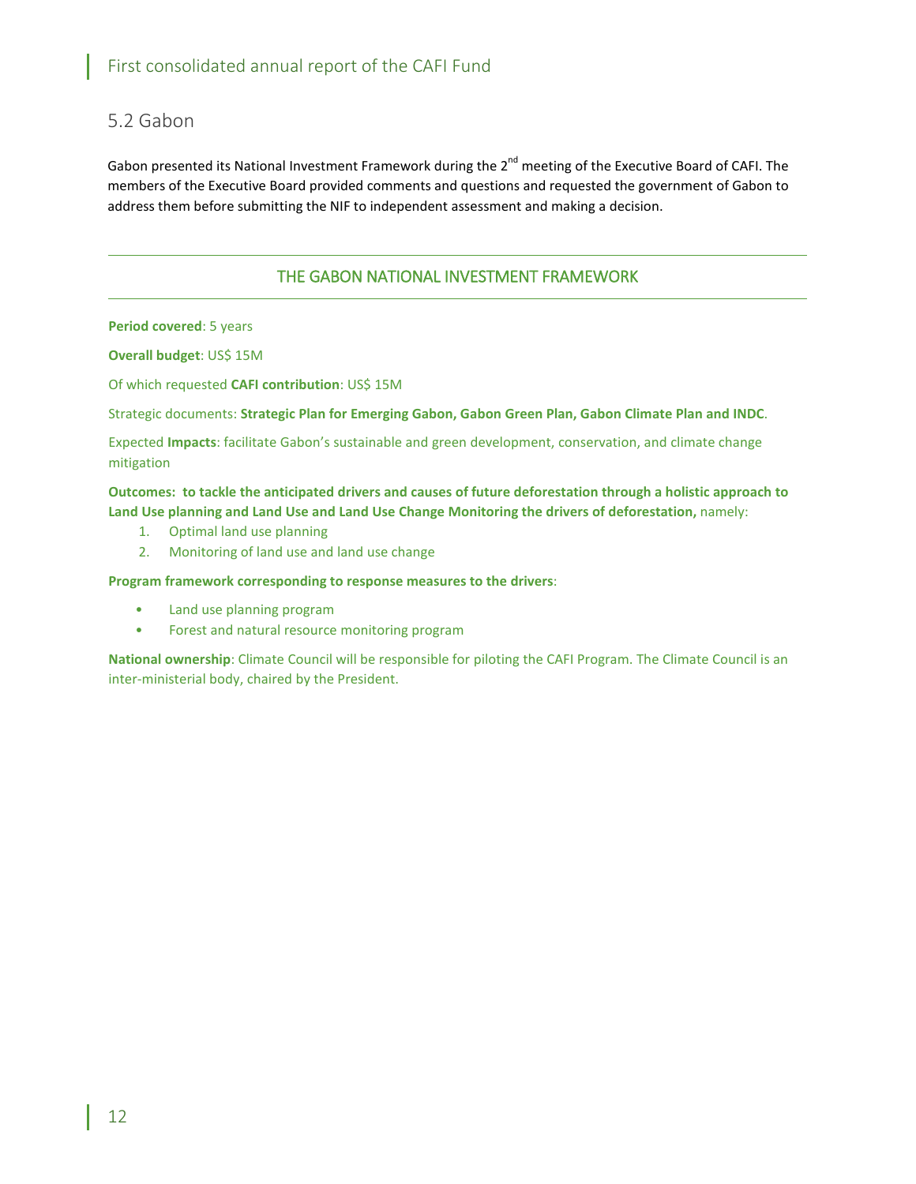## 5.2 Gabon

Gabon presented its National Investment Framework during the 2nd meeting of the Executive Board of CAFI. The members of the Executive Board provided comments and questions and requested the government of Gabon to address them before submitting the NIF to independent assessment and making a decision.

---

### THE GABON NATIONAL INVESTMENT FRAMEWORK

---

**Period covered**: 5 years

**Overall budget**: US$ 15M

Of which requested **CAFI contribution**: US$ 15M

Strategic documents: **Strategic Plan for Emerging Gabon, Gabon Green Plan, Gabon Climate Plan and INDC**.

Expected **Impacts**: facilitate Gabon's sustainable and green development, conservation, and climate change mitigation

**Outcomes: to tackle the anticipated drivers and causes of future deforestation through a holistic approach to Land Use planning and Land Use and Land Use Change Monitoring the drivers of deforestation,** namely:

1. Optimal land use planning
2. Monitoring of land use and land use change

**Program framework corresponding to response measures to the drivers**:

- Land use planning program
- Forest and natural resource monitoring program

**National ownership**: Climate Council will be responsible for piloting the CAFI Program. The Climate Council is an inter-ministerial body, chaired by the President.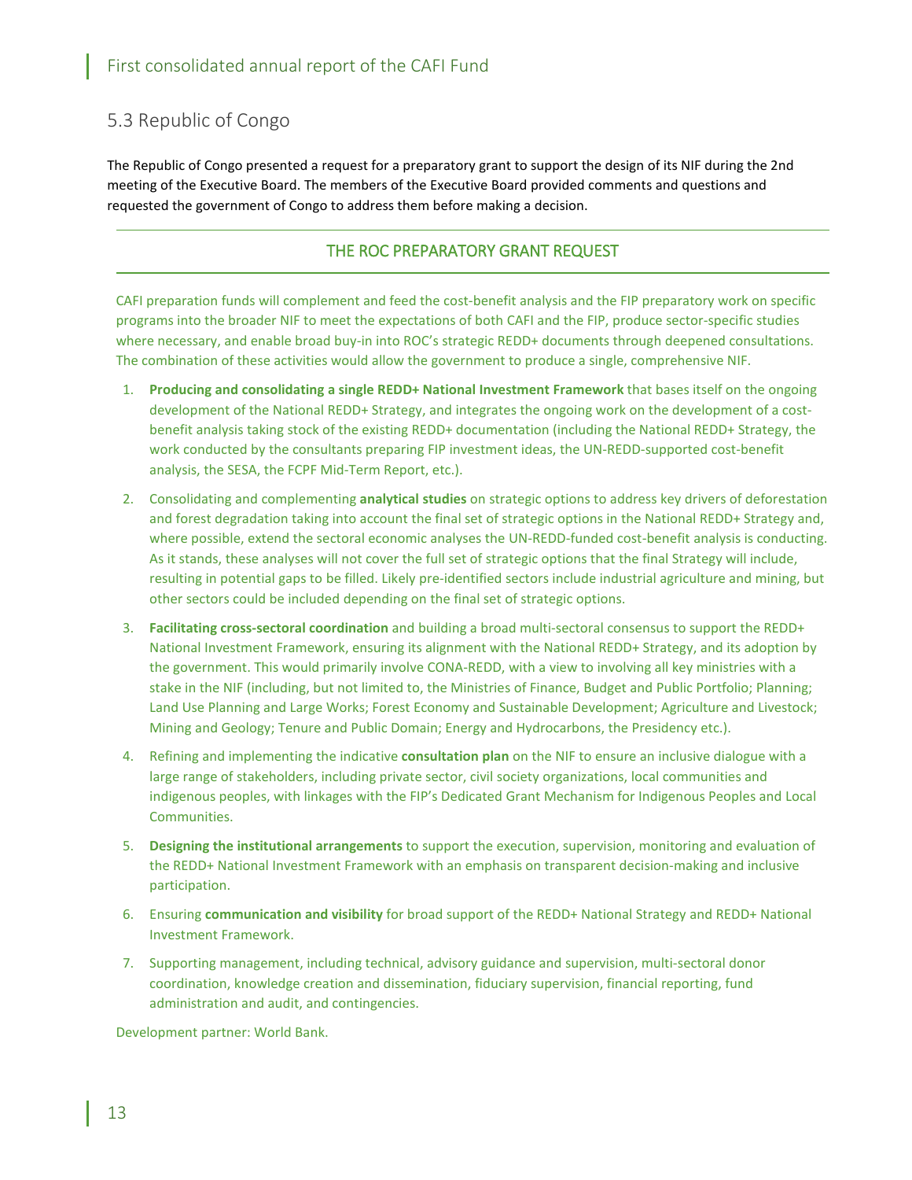## 5.3 Republic of Congo

The Republic of Congo presented a request for a preparatory grant to support the design of its NIF during the 2nd meeting of the Executive Board. The members of the Executive Board provided comments and questions and requested the government of Congo to address them before making a decision.

### THE ROC PREPARATORY GRANT REQUEST

CAFI preparation funds will complement and feed the cost-benefit analysis and the FIP preparatory work on specific programs into the broader NIF to meet the expectations of both CAFI and the FIP, produce sector-specific studies where necessary, and enable broad buy-in into ROC's strategic REDD+ documents through deepened consultations. The combination of these activities would allow the government to produce a single, comprehensive NIF.

1. **Producing and consolidating a single REDD+ National Investment Framework** that bases itself on the ongoing development of the National REDD+ Strategy, and integrates the ongoing work on the development of a cost-benefit analysis taking stock of the existing REDD+ documentation (including the National REDD+ Strategy, the work conducted by the consultants preparing FIP investment ideas, the UN-REDD-supported cost-benefit analysis, the SESA, the FCPF Mid-Term Report, etc.).
2. Consolidating and complementing **analytical studies** on strategic options to address key drivers of deforestation and forest degradation taking into account the final set of strategic options in the National REDD+ Strategy and, where possible, extend the sectoral economic analyses the UN-REDD-funded cost-benefit analysis is conducting. As it stands, these analyses will not cover the full set of strategic options that the final Strategy will include, resulting in potential gaps to be filled. Likely pre-identified sectors include industrial agriculture and mining, but other sectors could be included depending on the final set of strategic options.
3. **Facilitating cross-sectoral coordination** and building a broad multi-sectoral consensus to support the REDD+ National Investment Framework, ensuring its alignment with the National REDD+ Strategy, and its adoption by the government. This would primarily involve CONA-REDD, with a view to involving all key ministries with a stake in the NIF (including, but not limited to, the Ministries of Finance, Budget and Public Portfolio; Planning; Land Use Planning and Large Works; Forest Economy and Sustainable Development; Agriculture and Livestock; Mining and Geology; Tenure and Public Domain; Energy and Hydrocarbons, the Presidency etc.).
4. Refining and implementing the indicative **consultation plan** on the NIF to ensure an inclusive dialogue with a large range of stakeholders, including private sector, civil society organizations, local communities and indigenous peoples, with linkages with the FIP's Dedicated Grant Mechanism for Indigenous Peoples and Local Communities.
5. **Designing the institutional arrangements** to support the execution, supervision, monitoring and evaluation of the REDD+ National Investment Framework with an emphasis on transparent decision-making and inclusive participation.
6. Ensuring **communication and visibility** for broad support of the REDD+ National Strategy and REDD+ National Investment Framework.
7. Supporting management, including technical, advisory guidance and supervision, multi-sectoral donor coordination, knowledge creation and dissemination, fiduciary supervision, financial reporting, fund administration and audit, and contingencies.

Development partner: World Bank.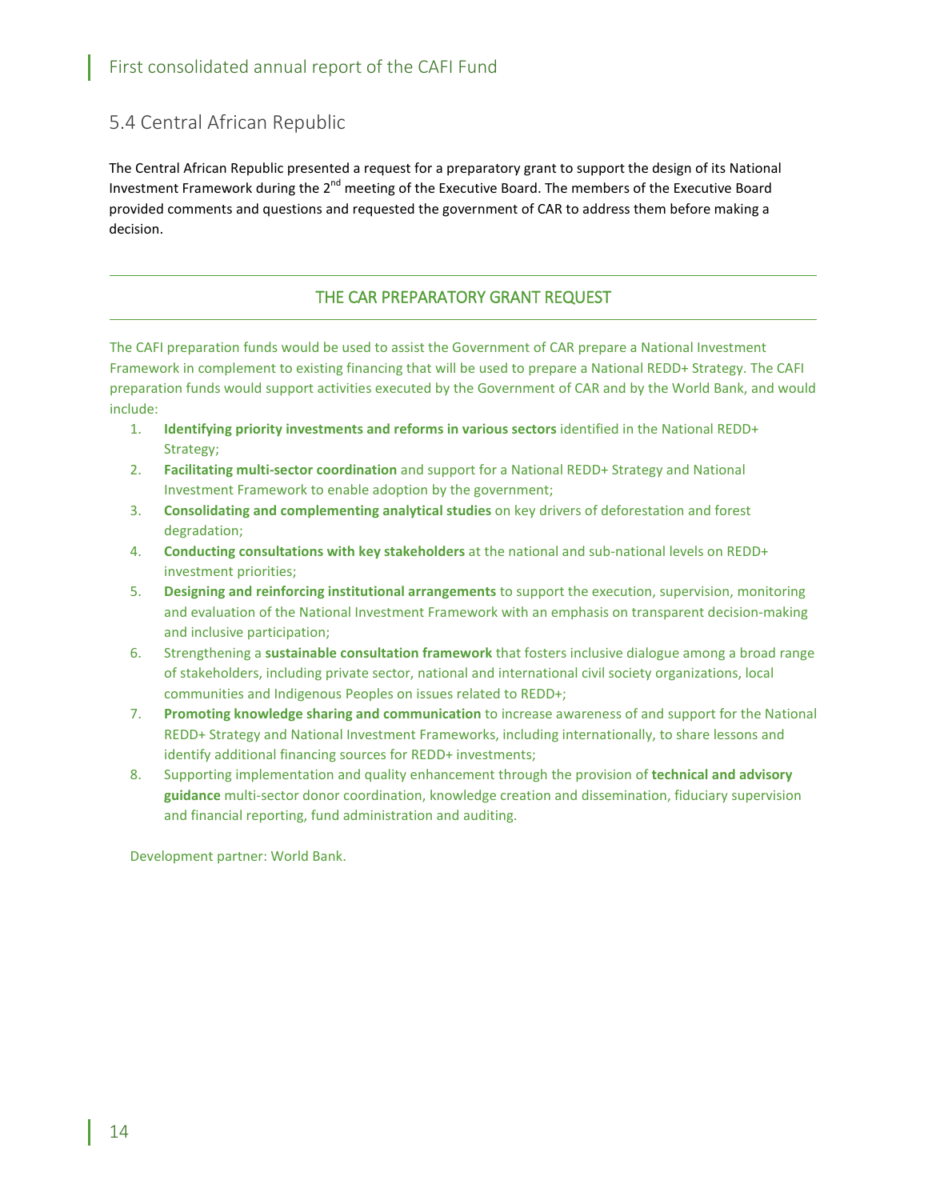## 5.4 Central African Republic

The Central African Republic presented a request for a preparatory grant to support the design of its National Investment Framework during the 2nd meeting of the Executive Board. The members of the Executive Board provided comments and questions and requested the government of CAR to address them before making a decision.

---

### THE CAR PREPARATORY GRANT REQUEST

---

The CAFI preparation funds would be used to assist the Government of CAR prepare a National Investment Framework in complement to existing financing that will be used to prepare a National REDD+ Strategy. The CAFI preparation funds would support activities executed by the Government of CAR and by the World Bank, and would include:

1. **Identifying priority investments and reforms in various sectors** identified in the National REDD+ Strategy;
2. **Facilitating multi-sector coordination** and support for a National REDD+ Strategy and National Investment Framework to enable adoption by the government;
3. **Consolidating and complementing analytical studies** on key drivers of deforestation and forest degradation;
4. **Conducting consultations with key stakeholders** at the national and sub-national levels on REDD+ investment priorities;
5. **Designing and reinforcing institutional arrangements** to support the execution, supervision, monitoring and evaluation of the National Investment Framework with an emphasis on transparent decision-making and inclusive participation;
6. Strengthening a **sustainable consultation framework** that fosters inclusive dialogue among a broad range of stakeholders, including private sector, national and international civil society organizations, local communities and Indigenous Peoples on issues related to REDD+;
7. **Promoting knowledge sharing and communication** to increase awareness of and support for the National REDD+ Strategy and National Investment Frameworks, including internationally, to share lessons and identify additional financing sources for REDD+ investments;
8. Supporting implementation and quality enhancement through the provision of **technical and advisory guidance** multi-sector donor coordination, knowledge creation and dissemination, fiduciary supervision and financial reporting, fund administration and auditing.

Development partner: World Bank.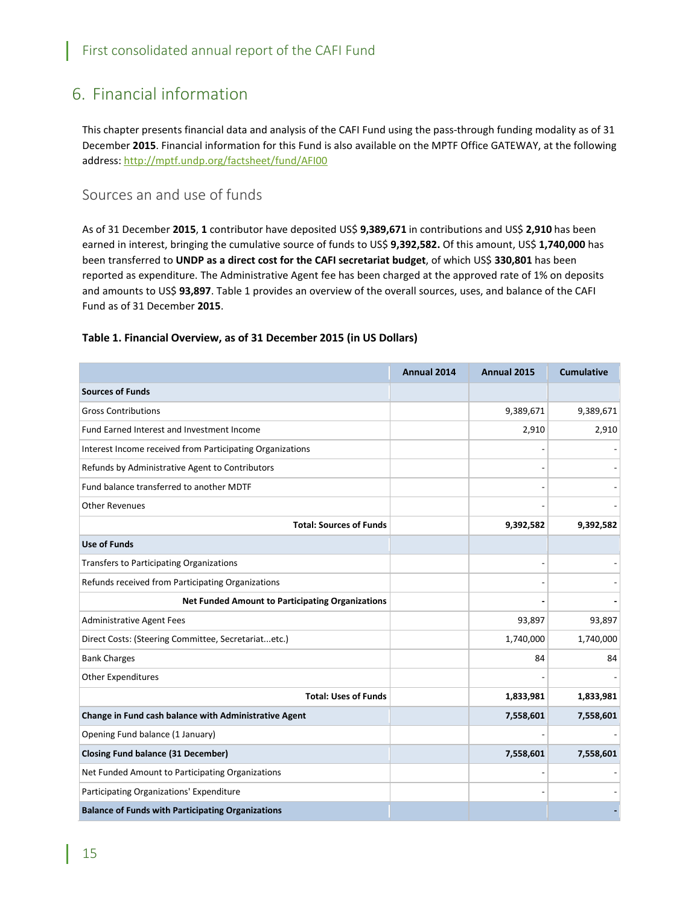## 6. Financial information

This chapter presents financial data and analysis of the CAFI Fund using the pass-through funding modality as of 31 December **2015**. Financial information for this Fund is also available on the MPTF Office GATEWAY, at the following address: http://mptf.undp.org/factsheet/fund/AFI00

### Sources an and use of funds

As of 31 December **2015**, **1** contributor have deposited US$ **9,389,671** in contributions and US$ **2,910** has been earned in interest, bringing the cumulative source of funds to US$ **9,392,582.** Of this amount, US$ **1,740,000** has been transferred to **UNDP as a direct cost for the CAFI secretariat budget**, of which US$ **330,801** has been reported as expenditure. The Administrative Agent fee has been charged at the approved rate of 1% on deposits and amounts to US$ **93,897**. Table 1 provides an overview of the overall sources, uses, and balance of the CAFI Fund as of 31 December **2015**.

**Table 1. Financial Overview, as of 31 December 2015 (in US Dollars)**

| | Annual 2014 | Annual 2015 | Cumulative |
|---|---|---|---|
| **Sources of Funds** | | | |
| Gross Contributions | | 9,389,671 | 9,389,671 |
| Fund Earned Interest and Investment Income | | 2,910 | 2,910 |
| Interest Income received from Participating Organizations | | - | - |
| Refunds by Administrative Agent to Contributors | | - | - |
| Fund balance transferred to another MDTF | | - | - |
| Other Revenues | | - | - |
| **Total: Sources of Funds** | | **9,392,582** | **9,392,582** |
| **Use of Funds** | | | |
| Transfers to Participating Organizations | | - | - |
| Refunds received from Participating Organizations | | - | - |
| **Net Funded Amount to Participating Organizations** | | **-** | **-** |
| Administrative Agent Fees | | 93,897 | 93,897 |
| Direct Costs: (Steering Committee, Secretariat...etc.) | | 1,740,000 | 1,740,000 |
| Bank Charges | | 84 | 84 |
| Other Expenditures | | - | - |
| **Total: Uses of Funds** | | **1,833,981** | **1,833,981** |
| **Change in Fund cash balance with Administrative Agent** | | **7,558,601** | **7,558,601** |
| Opening Fund balance (1 January) | | - | - |
| **Closing Fund balance (31 December)** | | **7,558,601** | **7,558,601** |
| Net Funded Amount to Participating Organizations | | - | - |
| Participating Organizations' Expenditure | | - | - |
| **Balance of Funds with Participating Organizations** | | | **-** |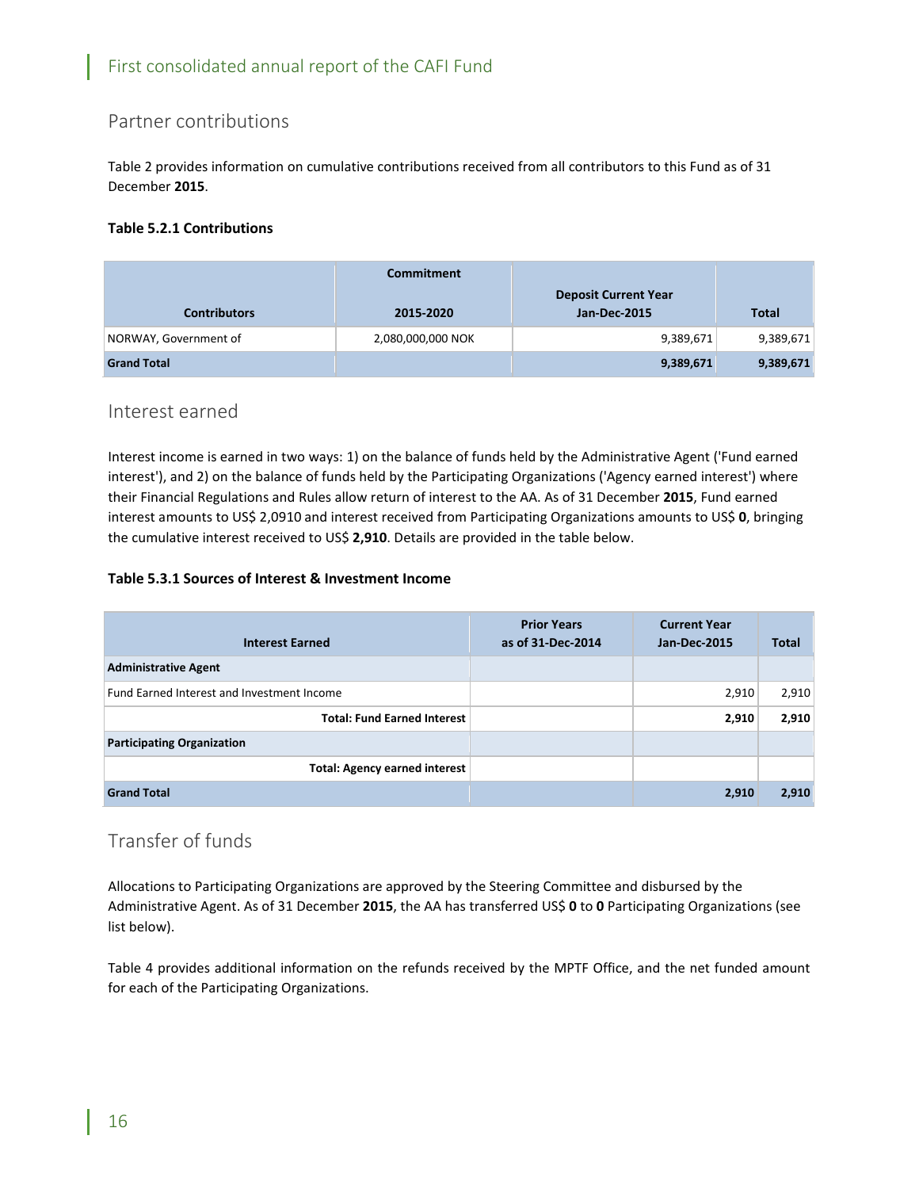## Partner contributions

Table 2 provides information on cumulative contributions received from all contributors to this Fund as of 31 December **2015**.

**Table 5.2.1 Contributions**

| Contributors | Commitment<br>2015-2020 | Deposit Current Year<br>Jan-Dec-2015 | Total |
|---|---|---|---|
| NORWAY, Government of | 2,080,000,000 NOK | 9,389,671 | 9,389,671 |
| **Grand Total** | | **9,389,671** | **9,389,671** |

## Interest earned

Interest income is earned in two ways: 1) on the balance of funds held by the Administrative Agent ('Fund earned interest'), and 2) on the balance of funds held by the Participating Organizations ('Agency earned interest') where their Financial Regulations and Rules allow return of interest to the AA. As of 31 December **2015**, Fund earned interest amounts to US$ 2,0910 and interest received from Participating Organizations amounts to US$ **0**, bringing the cumulative interest received to US$ **2,910**. Details are provided in the table below.

**Table 5.3.1 Sources of Interest & Investment Income**

| Interest Earned | Prior Years<br>as of 31-Dec-2014 | Current Year<br>Jan-Dec-2015 | Total |
|---|---|---|---|
| **Administrative Agent** | | | |
| Fund Earned Interest and Investment Income | | 2,910 | 2,910 |
| **Total: Fund Earned Interest** | | **2,910** | **2,910** |
| **Participating Organization** | | | |
| **Total: Agency earned interest** | | | |
| **Grand Total** | | **2,910** | **2,910** |

## Transfer of funds

Allocations to Participating Organizations are approved by the Steering Committee and disbursed by the Administrative Agent. As of 31 December **2015**, the AA has transferred US$ **0** to **0** Participating Organizations (see list below).

Table 4 provides additional information on the refunds received by the MPTF Office, and the net funded amount for each of the Participating Organizations.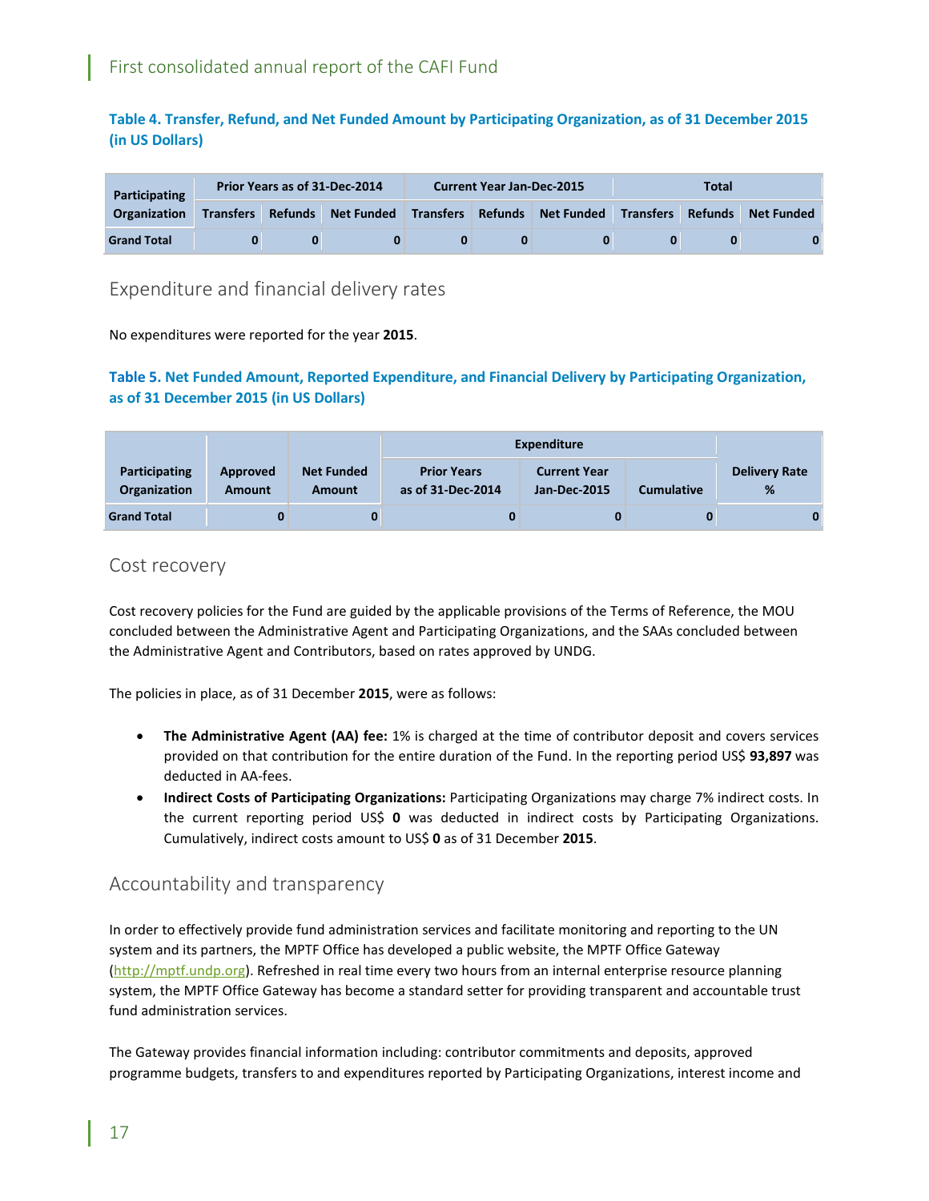**Table 4. Transfer, Refund, and Net Funded Amount by Participating Organization, as of 31 December 2015 (in US Dollars)**

| Participating Organization | Prior Years as of 31-Dec-2014 | | | Current Year Jan-Dec-2015 | | | Total | | |
|---|---|---|---|---|---|---|---|---|---|
| | Transfers | Refunds | Net Funded | Transfers | Refunds | Net Funded | Transfers | Refunds | Net Funded |
| **Grand Total** | **0** | **0** | **0** | **0** | **0** | **0** | **0** | **0** | **0** |

## Expenditure and financial delivery rates

No expenditures were reported for the year **2015**.

**Table 5. Net Funded Amount, Reported Expenditure, and Financial Delivery by Participating Organization, as of 31 December 2015 (in US Dollars)**

| Participating Organization | Approved Amount | Net Funded Amount | Expenditure | | | Delivery Rate % |
|---|---|---|---|---|---|---|
| | | | Prior Years as of 31-Dec-2014 | Current Year Jan-Dec-2015 | Cumulative | |
| **Grand Total** | **0** | **0** | **0** | **0** | **0** | **0** |

## Cost recovery

Cost recovery policies for the Fund are guided by the applicable provisions of the Terms of Reference, the MOU concluded between the Administrative Agent and Participating Organizations, and the SAAs concluded between the Administrative Agent and Contributors, based on rates approved by UNDG.

The policies in place, as of 31 December **2015**, were as follows:

- **The Administrative Agent (AA) fee:** 1% is charged at the time of contributor deposit and covers services provided on that contribution for the entire duration of the Fund. In the reporting period US$ **93,897** was deducted in AA-fees.
- **Indirect Costs of Participating Organizations:** Participating Organizations may charge 7% indirect costs. In the current reporting period US$ **0** was deducted in indirect costs by Participating Organizations. Cumulatively, indirect costs amount to US$ **0** as of 31 December **2015**.

## Accountability and transparency

In order to effectively provide fund administration services and facilitate monitoring and reporting to the UN system and its partners, the MPTF Office has developed a public website, the MPTF Office Gateway (http://mptf.undp.org). Refreshed in real time every two hours from an internal enterprise resource planning system, the MPTF Office Gateway has become a standard setter for providing transparent and accountable trust fund administration services.

The Gateway provides financial information including: contributor commitments and deposits, approved programme budgets, transfers to and expenditures reported by Participating Organizations, interest income and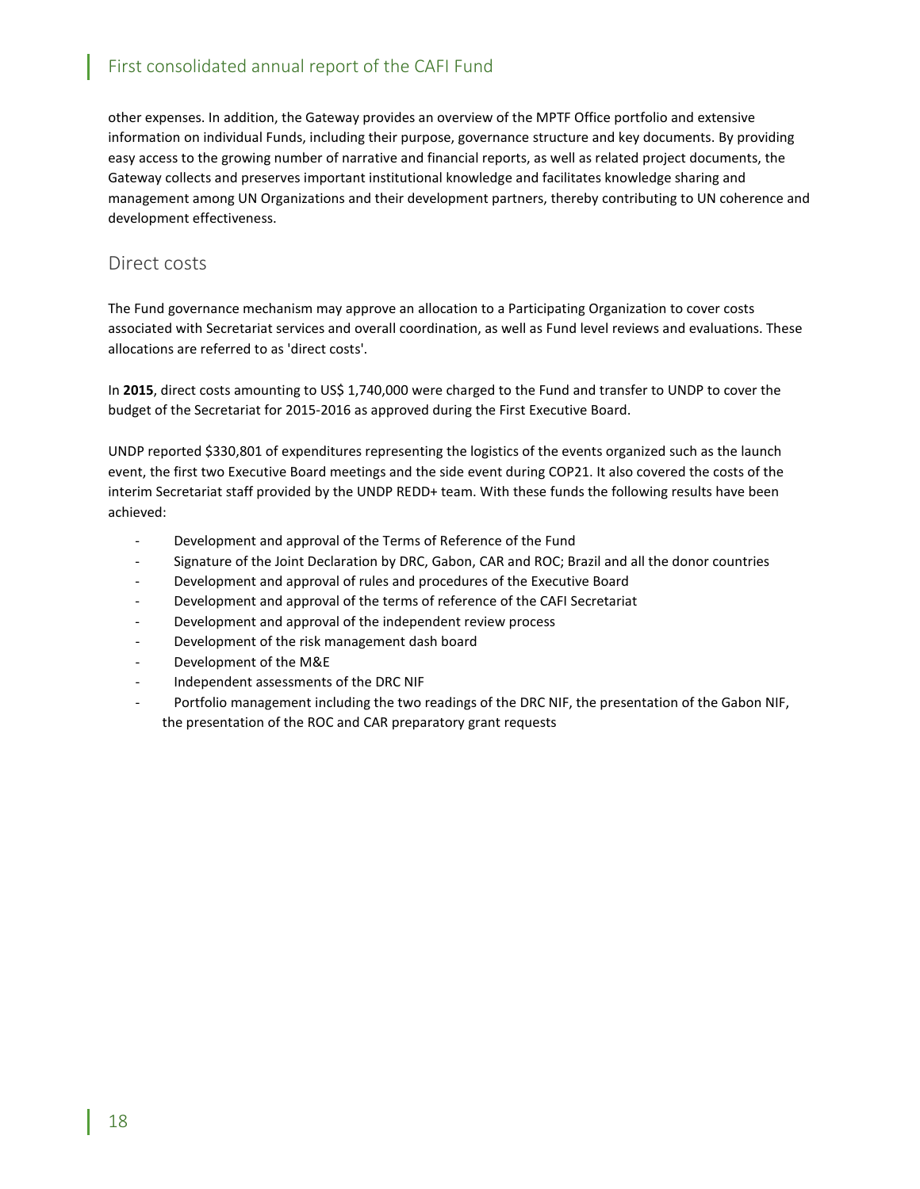other expenses. In addition, the Gateway provides an overview of the MPTF Office portfolio and extensive information on individual Funds, including their purpose, governance structure and key documents. By providing easy access to the growing number of narrative and financial reports, as well as related project documents, the Gateway collects and preserves important institutional knowledge and facilitates knowledge sharing and management among UN Organizations and their development partners, thereby contributing to UN coherence and development effectiveness.

## Direct costs

The Fund governance mechanism may approve an allocation to a Participating Organization to cover costs associated with Secretariat services and overall coordination, as well as Fund level reviews and evaluations. These allocations are referred to as 'direct costs'.

In **2015**, direct costs amounting to US$ 1,740,000 were charged to the Fund and transfer to UNDP to cover the budget of the Secretariat for 2015-2016 as approved during the First Executive Board.

UNDP reported $330,801 of expenditures representing the logistics of the events organized such as the launch event, the first two Executive Board meetings and the side event during COP21. It also covered the costs of the interim Secretariat staff provided by the UNDP REDD+ team. With these funds the following results have been achieved:

- Development and approval of the Terms of Reference of the Fund
- Signature of the Joint Declaration by DRC, Gabon, CAR and ROC; Brazil and all the donor countries
- Development and approval of rules and procedures of the Executive Board
- Development and approval of the terms of reference of the CAFI Secretariat
- Development and approval of the independent review process
- Development of the risk management dash board
- Development of the M&E
- Independent assessments of the DRC NIF
- Portfolio management including the two readings of the DRC NIF, the presentation of the Gabon NIF, the presentation of the ROC and CAR preparatory grant requests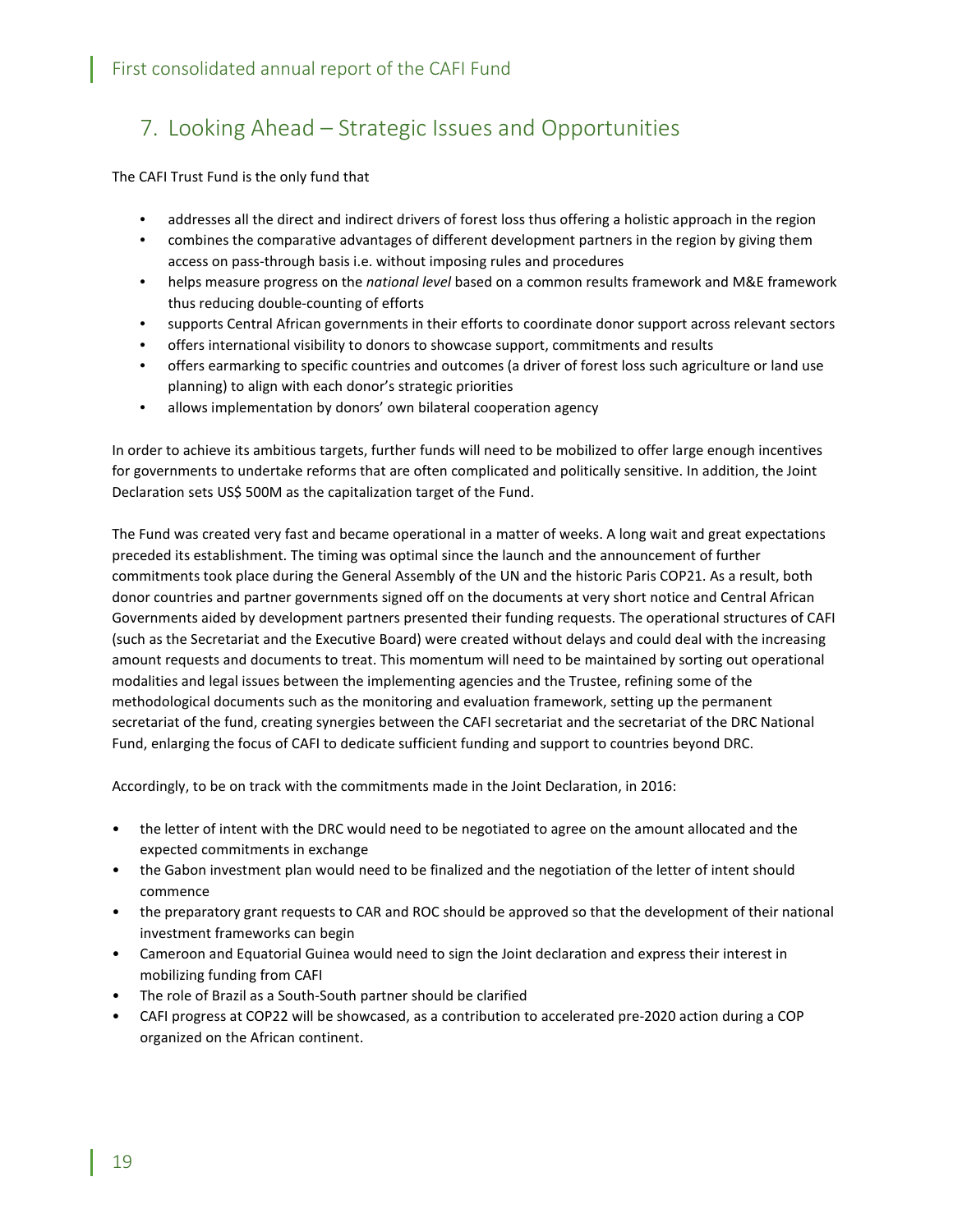## 7. Looking Ahead – Strategic Issues and Opportunities

The CAFI Trust Fund is the only fund that

- addresses all the direct and indirect drivers of forest loss thus offering a holistic approach in the region
- combines the comparative advantages of different development partners in the region by giving them access on pass-through basis i.e. without imposing rules and procedures
- helps measure progress on the *national level* based on a common results framework and M&E framework thus reducing double-counting of efforts
- supports Central African governments in their efforts to coordinate donor support across relevant sectors
- offers international visibility to donors to showcase support, commitments and results
- offers earmarking to specific countries and outcomes (a driver of forest loss such agriculture or land use planning) to align with each donor's strategic priorities
- allows implementation by donors' own bilateral cooperation agency

In order to achieve its ambitious targets, further funds will need to be mobilized to offer large enough incentives for governments to undertake reforms that are often complicated and politically sensitive. In addition, the Joint Declaration sets US$ 500M as the capitalization target of the Fund.

The Fund was created very fast and became operational in a matter of weeks. A long wait and great expectations preceded its establishment. The timing was optimal since the launch and the announcement of further commitments took place during the General Assembly of the UN and the historic Paris COP21. As a result, both donor countries and partner governments signed off on the documents at very short notice and Central African Governments aided by development partners presented their funding requests. The operational structures of CAFI (such as the Secretariat and the Executive Board) were created without delays and could deal with the increasing amount requests and documents to treat. This momentum will need to be maintained by sorting out operational modalities and legal issues between the implementing agencies and the Trustee, refining some of the methodological documents such as the monitoring and evaluation framework, setting up the permanent secretariat of the fund, creating synergies between the CAFI secretariat and the secretariat of the DRC National Fund, enlarging the focus of CAFI to dedicate sufficient funding and support to countries beyond DRC.

Accordingly, to be on track with the commitments made in the Joint Declaration, in 2016:

- the letter of intent with the DRC would need to be negotiated to agree on the amount allocated and the expected commitments in exchange
- the Gabon investment plan would need to be finalized and the negotiation of the letter of intent should commence
- the preparatory grant requests to CAR and ROC should be approved so that the development of their national investment frameworks can begin
- Cameroon and Equatorial Guinea would need to sign the Joint declaration and express their interest in mobilizing funding from CAFI
- The role of Brazil as a South-South partner should be clarified
- CAFI progress at COP22 will be showcased, as a contribution to accelerated pre-2020 action during a COP organized on the African continent.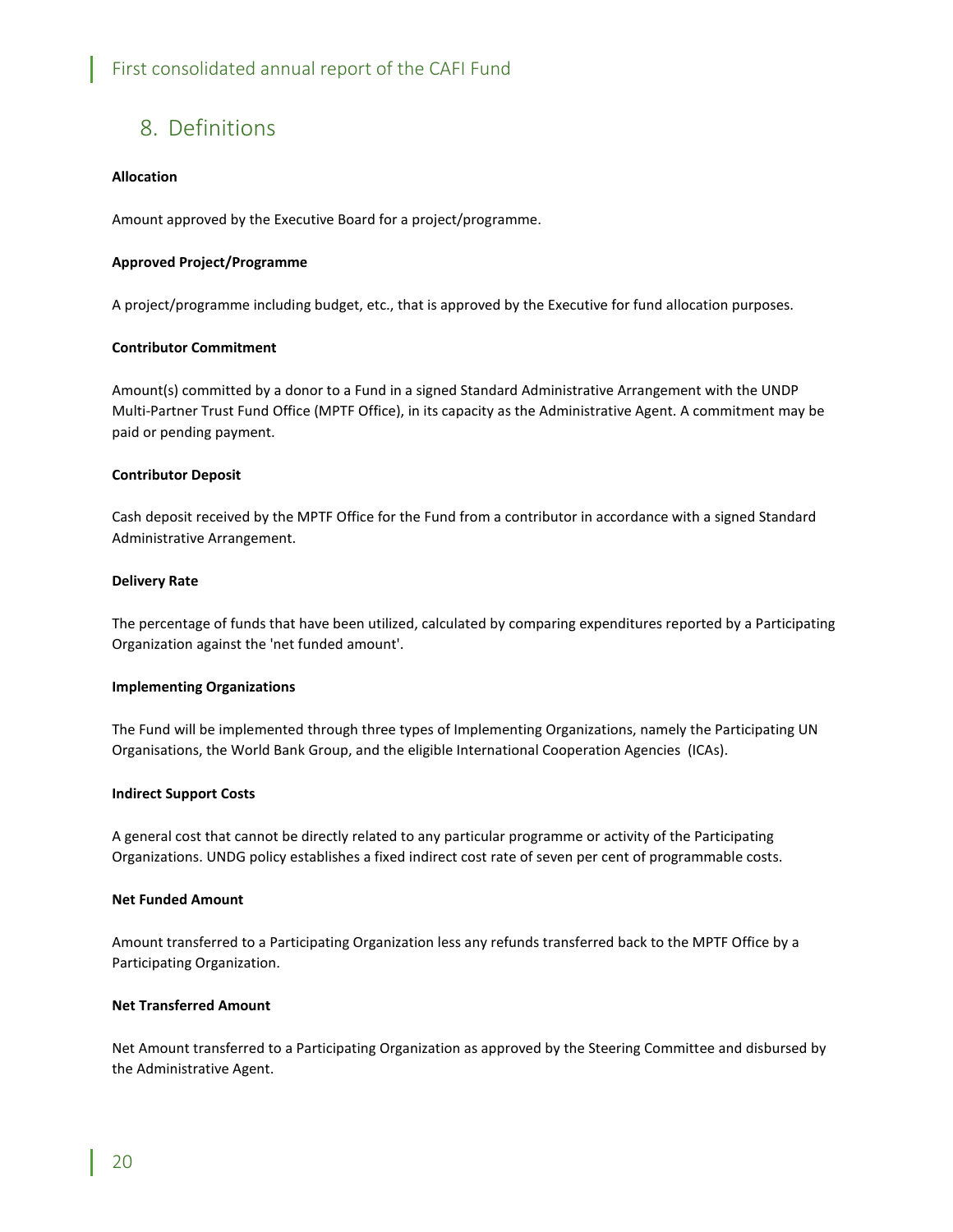## 8. Definitions

**Allocation**

Amount approved by the Executive Board for a project/programme.

**Approved Project/Programme**

A project/programme including budget, etc., that is approved by the Executive for fund allocation purposes.

**Contributor Commitment**

Amount(s) committed by a donor to a Fund in a signed Standard Administrative Arrangement with the UNDP Multi-Partner Trust Fund Office (MPTF Office), in its capacity as the Administrative Agent. A commitment may be paid or pending payment.

**Contributor Deposit**

Cash deposit received by the MPTF Office for the Fund from a contributor in accordance with a signed Standard Administrative Arrangement.

**Delivery Rate**

The percentage of funds that have been utilized, calculated by comparing expenditures reported by a Participating Organization against the 'net funded amount'.

**Implementing Organizations**

The Fund will be implemented through three types of Implementing Organizations, namely the Participating UN Organisations, the World Bank Group, and the eligible International Cooperation Agencies (ICAs).

**Indirect Support Costs**

A general cost that cannot be directly related to any particular programme or activity of the Participating Organizations. UNDG policy establishes a fixed indirect cost rate of seven per cent of programmable costs.

**Net Funded Amount**

Amount transferred to a Participating Organization less any refunds transferred back to the MPTF Office by a Participating Organization.

**Net Transferred Amount**

Net Amount transferred to a Participating Organization as approved by the Steering Committee and disbursed by the Administrative Agent.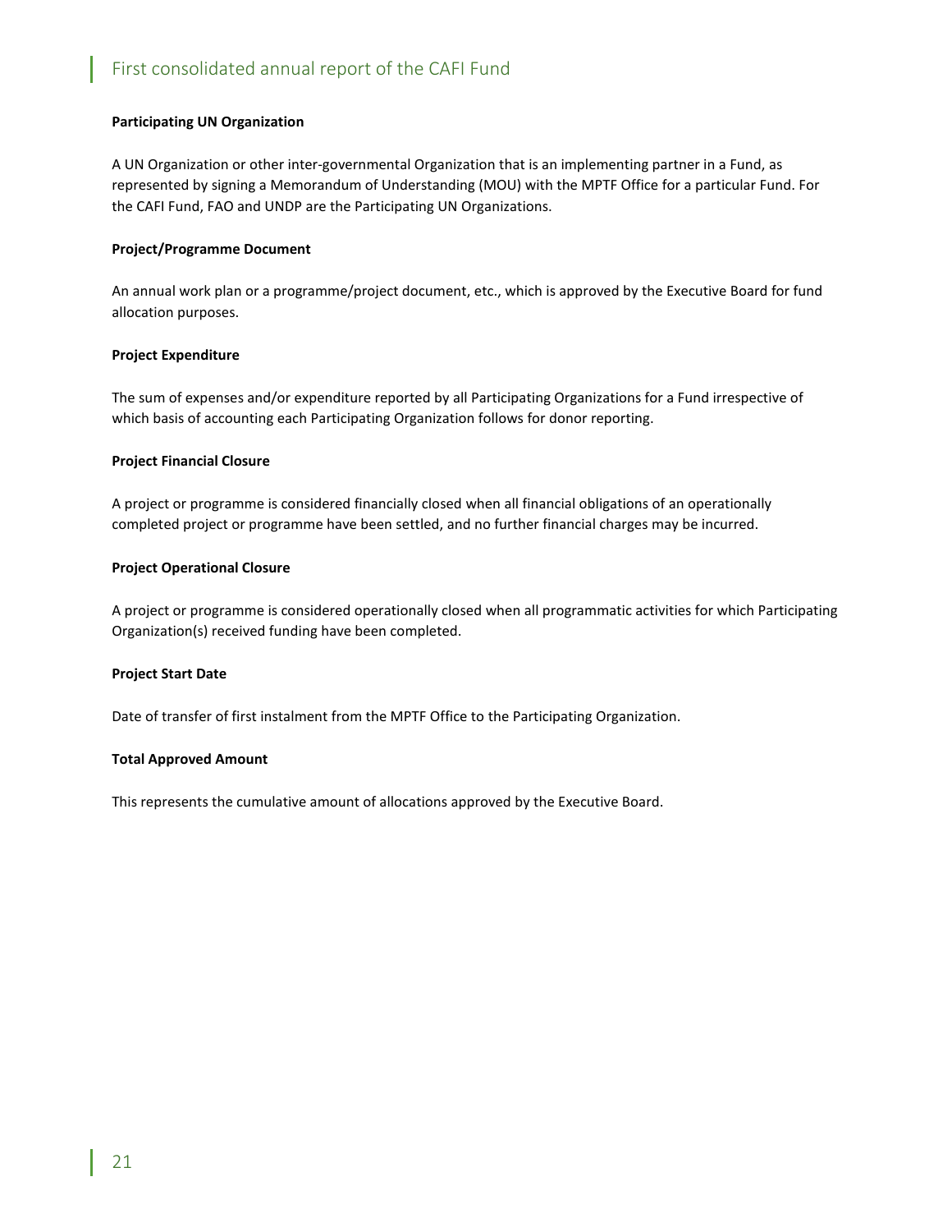**Participating UN Organization**

A UN Organization or other inter-governmental Organization that is an implementing partner in a Fund, as represented by signing a Memorandum of Understanding (MOU) with the MPTF Office for a particular Fund. For the CAFI Fund, FAO and UNDP are the Participating UN Organizations.

**Project/Programme Document**

An annual work plan or a programme/project document, etc., which is approved by the Executive Board for fund allocation purposes.

**Project Expenditure**

The sum of expenses and/or expenditure reported by all Participating Organizations for a Fund irrespective of which basis of accounting each Participating Organization follows for donor reporting.

**Project Financial Closure**

A project or programme is considered financially closed when all financial obligations of an operationally completed project or programme have been settled, and no further financial charges may be incurred.

**Project Operational Closure**

A project or programme is considered operationally closed when all programmatic activities for which Participating Organization(s) received funding have been completed.

**Project Start Date**

Date of transfer of first instalment from the MPTF Office to the Participating Organization.

**Total Approved Amount**

This represents the cumulative amount of allocations approved by the Executive Board.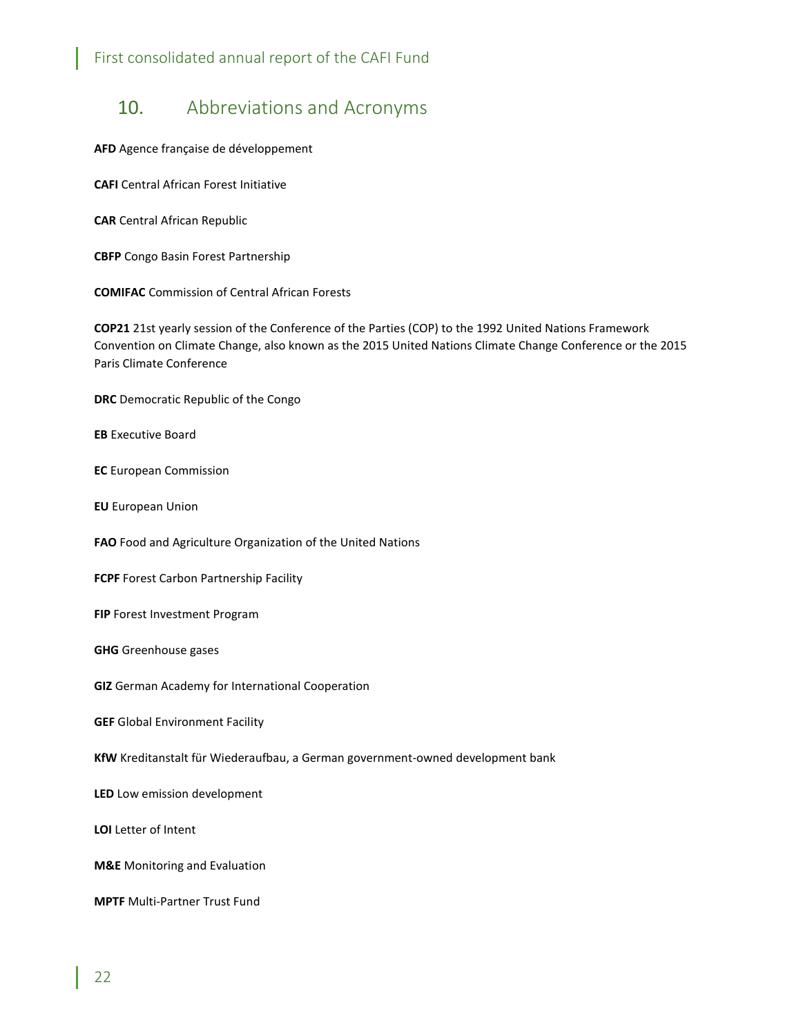## 10. Abbreviations and Acronyms

**AFD** Agence française de développement

**CAFI** Central African Forest Initiative

**CAR** Central African Republic

**CBFP** Congo Basin Forest Partnership

**COMIFAC** Commission of Central African Forests

**COP21** 21st yearly session of the Conference of the Parties (COP) to the 1992 United Nations Framework Convention on Climate Change, also known as the 2015 United Nations Climate Change Conference or the 2015 Paris Climate Conference

**DRC** Democratic Republic of the Congo

**EB** Executive Board

**EC** European Commission

**EU** European Union

**FAO** Food and Agriculture Organization of the United Nations

**FCPF** Forest Carbon Partnership Facility

**FIP** Forest Investment Program

**GHG** Greenhouse gases

**GIZ** German Academy for International Cooperation

**GEF** Global Environment Facility

**KfW** Kreditanstalt für Wiederaufbau, a German government-owned development bank

**LED** Low emission development

**LOI** Letter of Intent

**M&E** Monitoring and Evaluation

**MPTF** Multi-Partner Trust Fund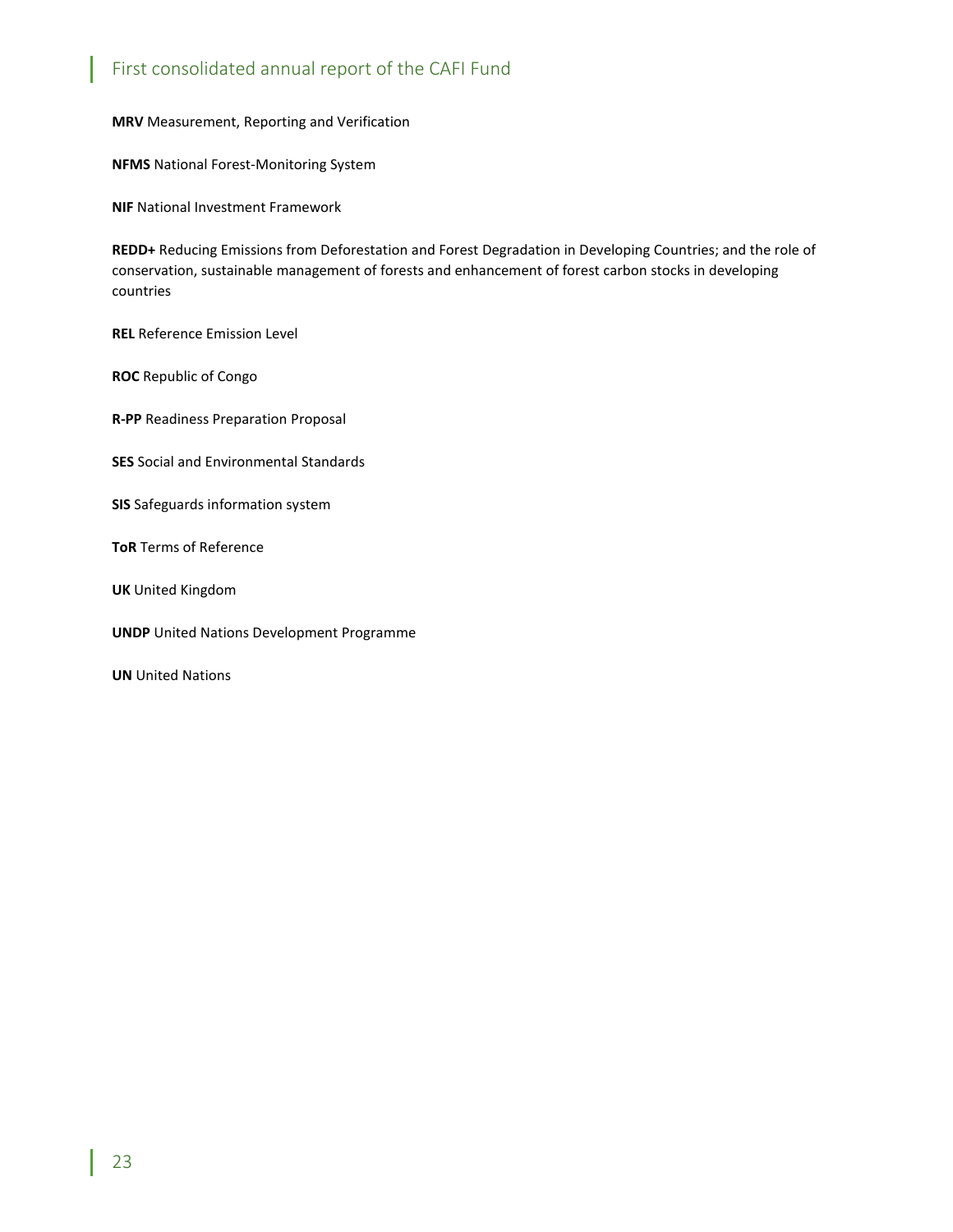**MRV** Measurement, Reporting and Verification

**NFMS** National Forest-Monitoring System

**NIF** National Investment Framework

**REDD+** Reducing Emissions from Deforestation and Forest Degradation in Developing Countries; and the role of conservation, sustainable management of forests and enhancement of forest carbon stocks in developing countries

**REL** Reference Emission Level

**ROC** Republic of Congo

**R-PP** Readiness Preparation Proposal

**SES** Social and Environmental Standards

**SIS** Safeguards information system

**ToR** Terms of Reference

**UK** United Kingdom

**UNDP** United Nations Development Programme

**UN** United Nations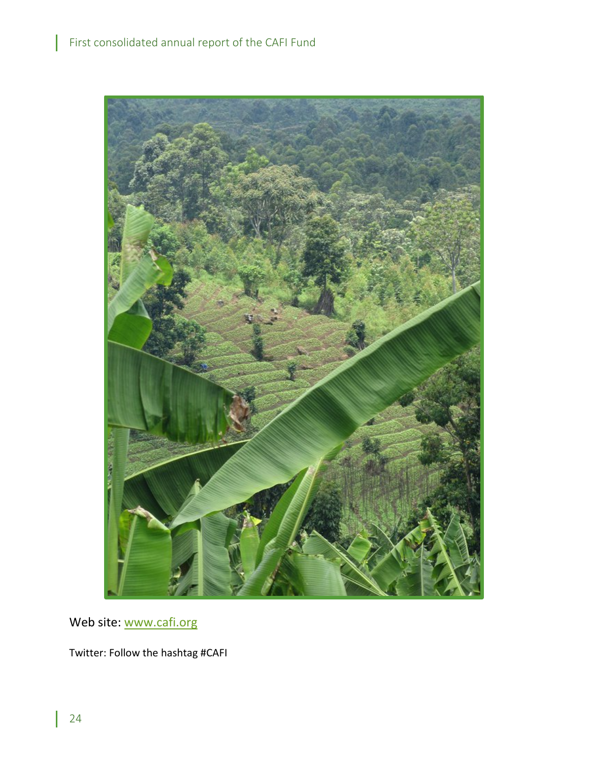Web site: [www.cafi.org](http://www.cafi.org)

Twitter: Follow the hashtag #CAFI